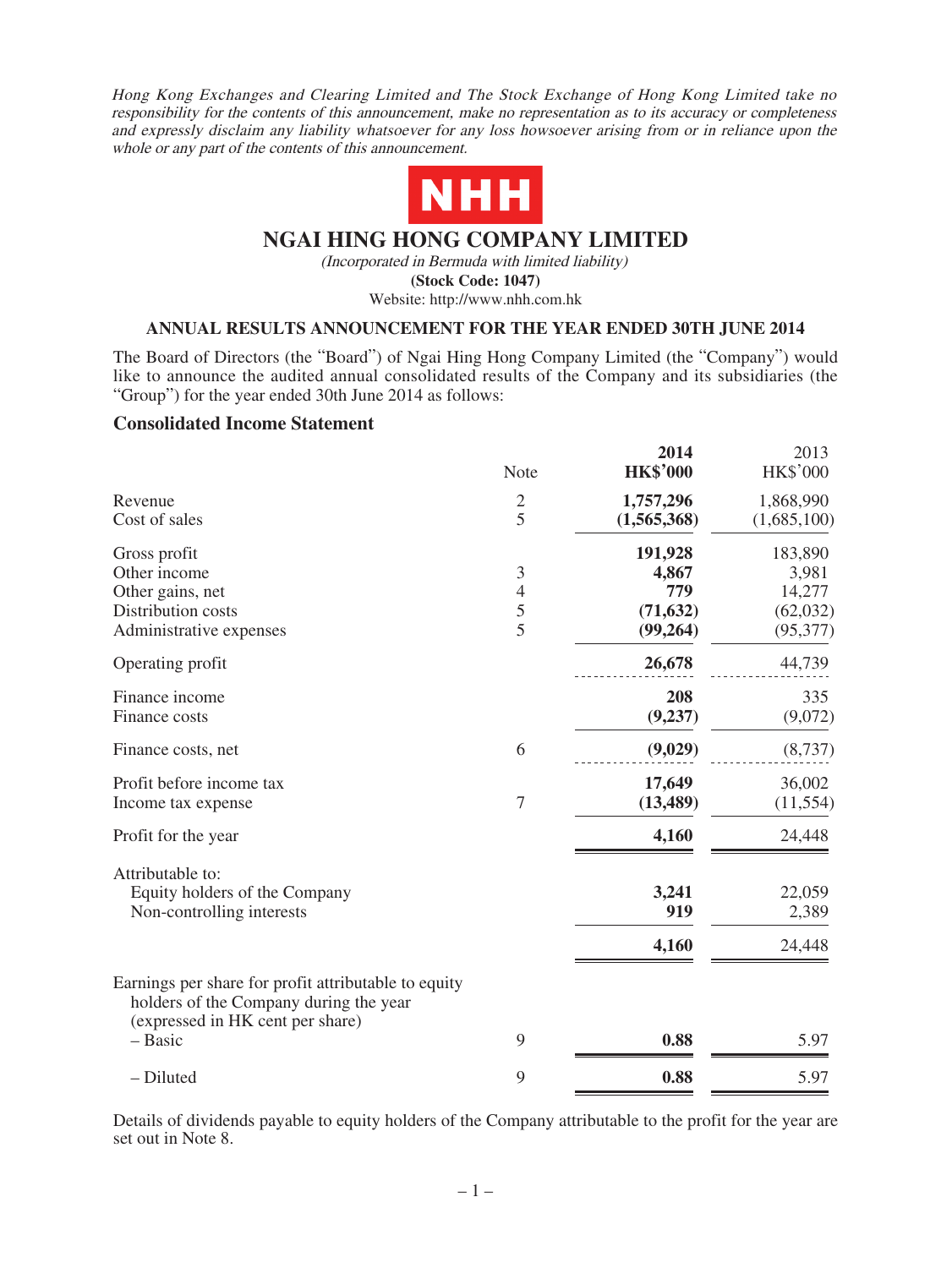*Hong Kong Exchanges and Clearing Limited and The Stock Exchange of Hong Kong Limited take no responsibility for the contents of this announcement, make no representation as to its accuracy or completeness and expressly disclaim any liability whatsoever for any loss howsoever arising from or in reliance upon the whole or any part of the contents of this announcement.*

NHH

# NGAI HING HONG COMPANY LIMITED

*(Incorporated in Bermuda with limited liability)*

**(Stock Code: 1047)**

Website: http://www.nhh.com.hk

## ANNUAL RESULTS ANNOUNCEMENT FOR THE YEAR ENDED 30TH JUNE 2014

The Board of Directors (the "Board") of Ngai Hing Hong Company Limited (the "Company") would like to announce the audited annual consolidated results of the Company and its subsidiaries (the "Group") for the year ended 30th June 2014 as follows:

### Consolidated Income Statement

| | Note | **2014 HK$'000** | 2013 HK$'000 |
|---|---|---|---|
| Revenue | 2 | **1,757,296** | 1,868,990 |
| Cost of sales | 5 | **(1,565,368)** | (1,685,100) |
| Gross profit | | **191,928** | 183,890 |
| Other income | 3 | **4,867** | 3,981 |
| Other gains, net | 4 | **779** | 14,277 |
| Distribution costs | 5 | **(71,632)** | (62,032) |
| Administrative expenses | 5 | **(99,264)** | (95,377) |
| Operating profit | | **26,678** | 44,739 |
| Finance income | | **208** | 335 |
| Finance costs | | **(9,237)** | (9,072) |
| Finance costs, net | 6 | **(9,029)** | (8,737) |
| Profit before income tax | | **17,649** | 36,002 |
| Income tax expense | 7 | **(13,489)** | (11,554) |
| Profit for the year | | **4,160** | 24,448 |
| Attributable to: | | | |
| Equity holders of the Company | | **3,241** | 22,059 |
| Non-controlling interests | | **919** | 2,389 |
| | | **4,160** | 24,448 |
| Earnings per share for profit attributable to equity holders of the Company during the year (expressed in HK cent per share) | | | |
| – Basic | 9 | **0.88** | 5.97 |
| – Diluted | 9 | **0.88** | 5.97 |

Details of dividends payable to equity holders of the Company attributable to the profit for the year are set out in Note 8.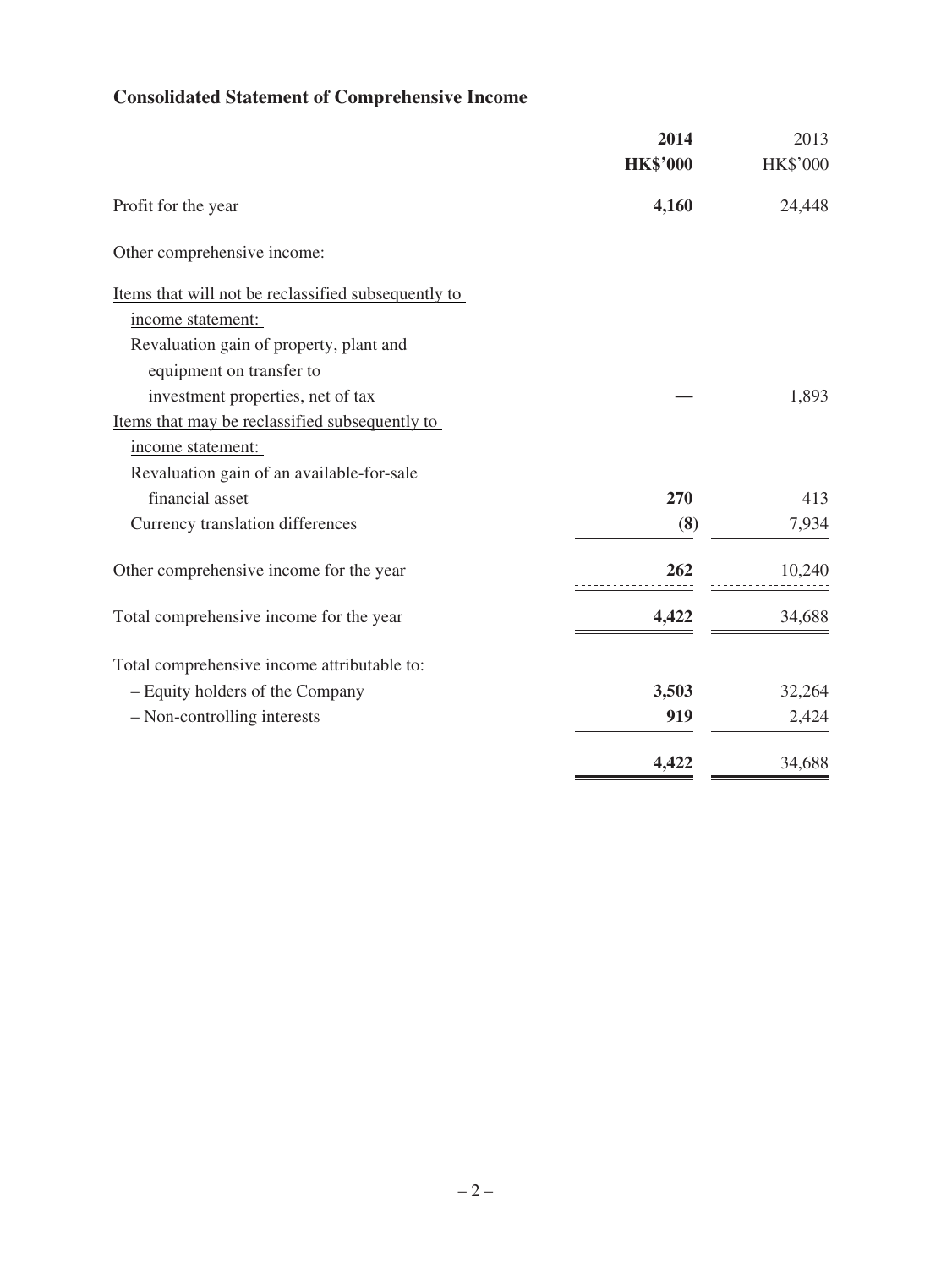## Consolidated Statement of Comprehensive Income

| | **2014** | 2013 |
|---|---|---|
| | **HK$'000** | HK$'000 |
| Profit for the year | **4,160** | 24,448 |
| Other comprehensive income: | | |
| Items that will not be reclassified subsequently to income statement: | | |
| Revaluation gain of property, plant and equipment on transfer to investment properties, net of tax | **—** | 1,893 |
| Items that may be reclassified subsequently to income statement: | | |
| Revaluation gain of an available-for-sale financial asset | **270** | 413 |
| Currency translation differences | **(8)** | 7,934 |
| Other comprehensive income for the year | **262** | 10,240 |
| Total comprehensive income for the year | **4,422** | 34,688 |
| Total comprehensive income attributable to: | | |
| – Equity holders of the Company | **3,503** | 32,264 |
| – Non-controlling interests | **919** | 2,424 |
| | **4,422** | 34,688 |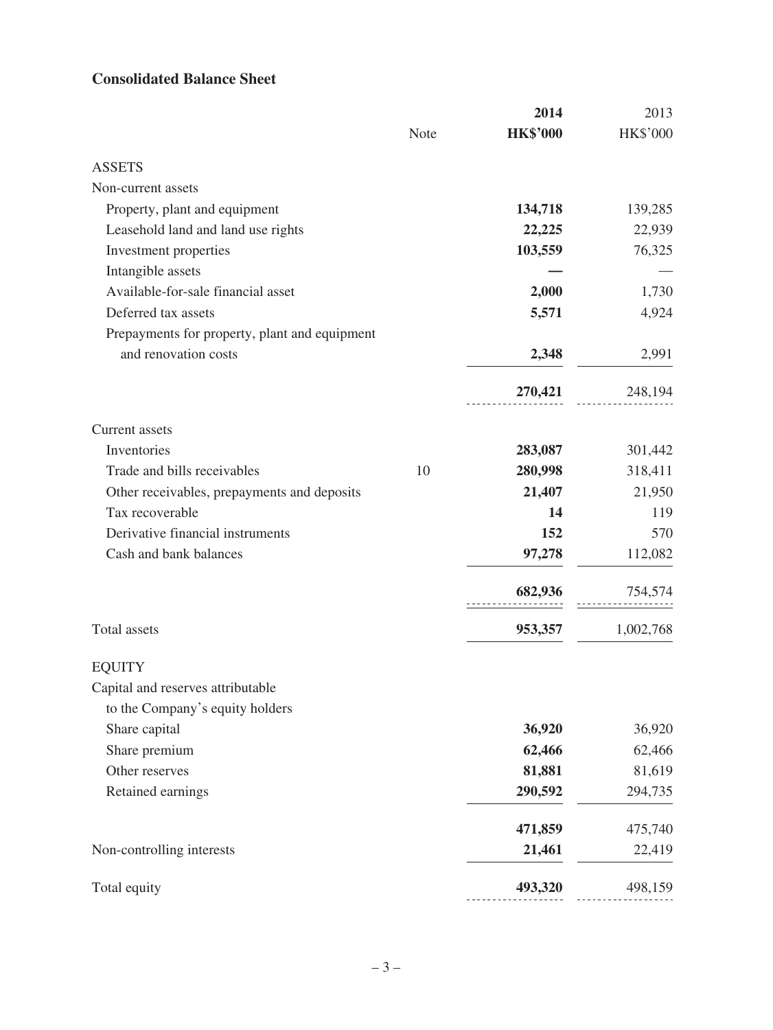## Consolidated Balance Sheet

| | Note | 2014 HK$'000 | 2013 HK$'000 |
|---|---|---|---|
| **ASSETS** | | | |
| Non-current assets | | | |
| Property, plant and equipment | | **134,718** | 139,285 |
| Leasehold land and land use rights | | **22,225** | 22,939 |
| Investment properties | | **103,559** | 76,325 |
| Intangible assets | | **—** | — |
| Available-for-sale financial asset | | **2,000** | 1,730 |
| Deferred tax assets | | **5,571** | 4,924 |
| Prepayments for property, plant and equipment and renovation costs | | **2,348** | 2,991 |
| | | **270,421** | 248,194 |
| Current assets | | | |
| Inventories | | **283,087** | 301,442 |
| Trade and bills receivables | 10 | **280,998** | 318,411 |
| Other receivables, prepayments and deposits | | **21,407** | 21,950 |
| Tax recoverable | | **14** | 119 |
| Derivative financial instruments | | **152** | 570 |
| Cash and bank balances | | **97,278** | 112,082 |
| | | **682,936** | 754,574 |
| Total assets | | **953,357** | 1,002,768 |
| **EQUITY** | | | |
| Capital and reserves attributable to the Company's equity holders | | | |
| Share capital | | **36,920** | 36,920 |
| Share premium | | **62,466** | 62,466 |
| Other reserves | | **81,881** | 81,619 |
| Retained earnings | | **290,592** | 294,735 |
| | | **471,859** | 475,740 |
| Non-controlling interests | | **21,461** | 22,419 |
| Total equity | | **493,320** | 498,159 |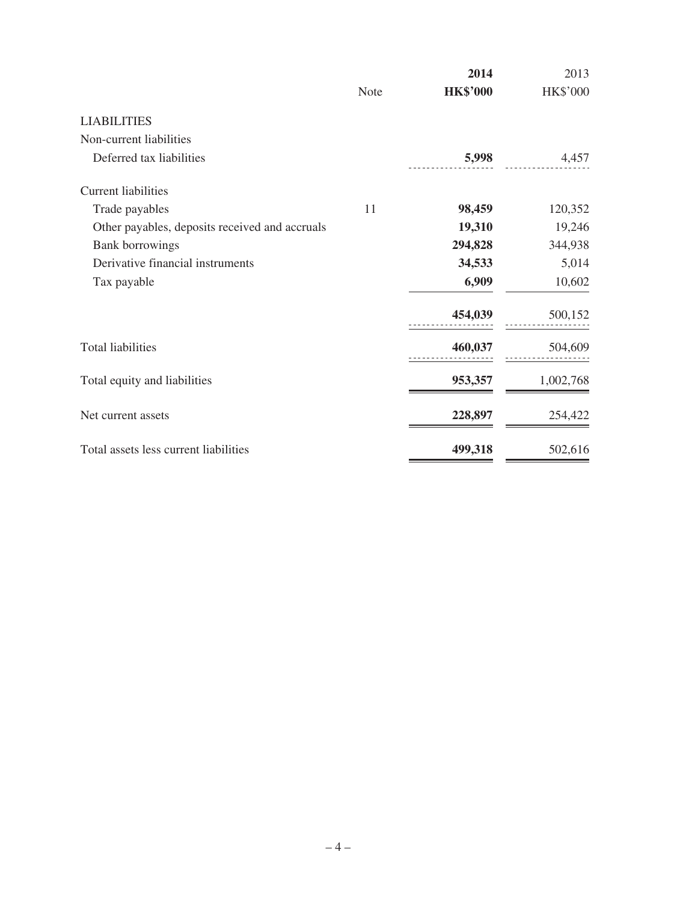| | Note | **2014** **HK$'000** | 2013 HK$'000 |
|---|---|---|---|
| LIABILITIES | | | |
| Non-current liabilities | | | |
| Deferred tax liabilities | | **5,998** | 4,457 |
| Current liabilities | | | |
| Trade payables | 11 | **98,459** | 120,352 |
| Other payables, deposits received and accruals | | **19,310** | 19,246 |
| Bank borrowings | | **294,828** | 344,938 |
| Derivative financial instruments | | **34,533** | 5,014 |
| Tax payable | | **6,909** | 10,602 |
| | | **454,039** | 500,152 |
| Total liabilities | | **460,037** | 504,609 |
| Total equity and liabilities | | **953,357** | 1,002,768 |
| Net current assets | | **228,897** | 254,422 |
| Total assets less current liabilities | | **499,318** | 502,616 |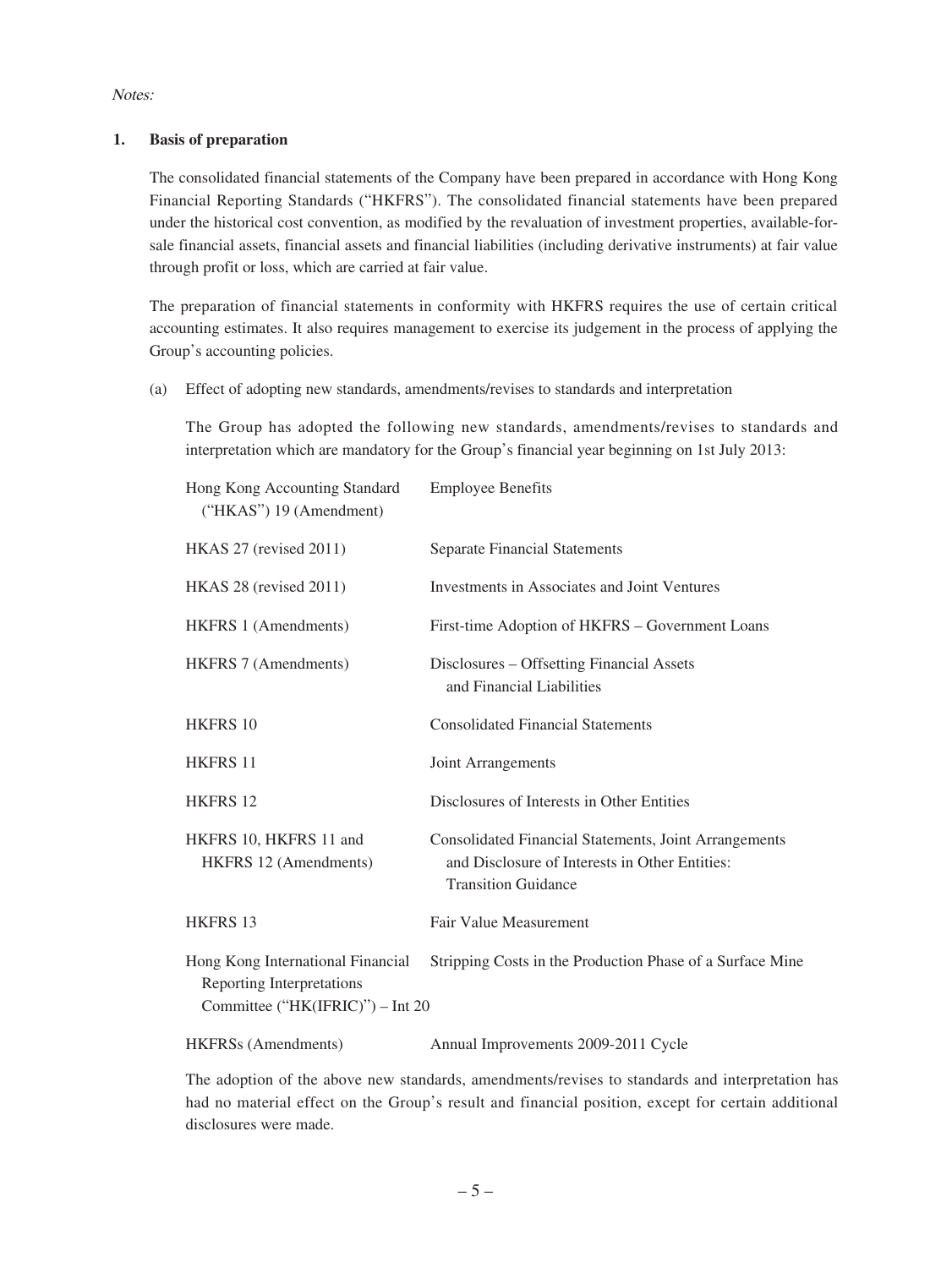*Notes:*

## 1. Basis of preparation

The consolidated financial statements of the Company have been prepared in accordance with Hong Kong Financial Reporting Standards ("HKFRS"). The consolidated financial statements have been prepared under the historical cost convention, as modified by the revaluation of investment properties, available-for-sale financial assets, financial assets and financial liabilities (including derivative instruments) at fair value through profit or loss, which are carried at fair value.

The preparation of financial statements in conformity with HKFRS requires the use of certain critical accounting estimates. It also requires management to exercise its judgement in the process of applying the Group's accounting policies.

(a) Effect of adopting new standards, amendments/revises to standards and interpretation

The Group has adopted the following new standards, amendments/revises to standards and interpretation which are mandatory for the Group's financial year beginning on 1st July 2013:

| | |
|---|---|
| Hong Kong Accounting Standard ("HKAS") 19 (Amendment) | Employee Benefits |
| HKAS 27 (revised 2011) | Separate Financial Statements |
| HKAS 28 (revised 2011) | Investments in Associates and Joint Ventures |
| HKFRS 1 (Amendments) | First-time Adoption of HKFRS – Government Loans |
| HKFRS 7 (Amendments) | Disclosures – Offsetting Financial Assets and Financial Liabilities |
| HKFRS 10 | Consolidated Financial Statements |
| HKFRS 11 | Joint Arrangements |
| HKFRS 12 | Disclosures of Interests in Other Entities |
| HKFRS 10, HKFRS 11 and HKFRS 12 (Amendments) | Consolidated Financial Statements, Joint Arrangements and Disclosure of Interests in Other Entities: Transition Guidance |
| HKFRS 13 | Fair Value Measurement |
| Hong Kong International Financial Reporting Interpretations Committee ("HK(IFRIC)") – Int 20 | Stripping Costs in the Production Phase of a Surface Mine |
| HKFRSs (Amendments) | Annual Improvements 2009-2011 Cycle |

The adoption of the above new standards, amendments/revises to standards and interpretation has had no material effect on the Group's result and financial position, except for certain additional disclosures were made.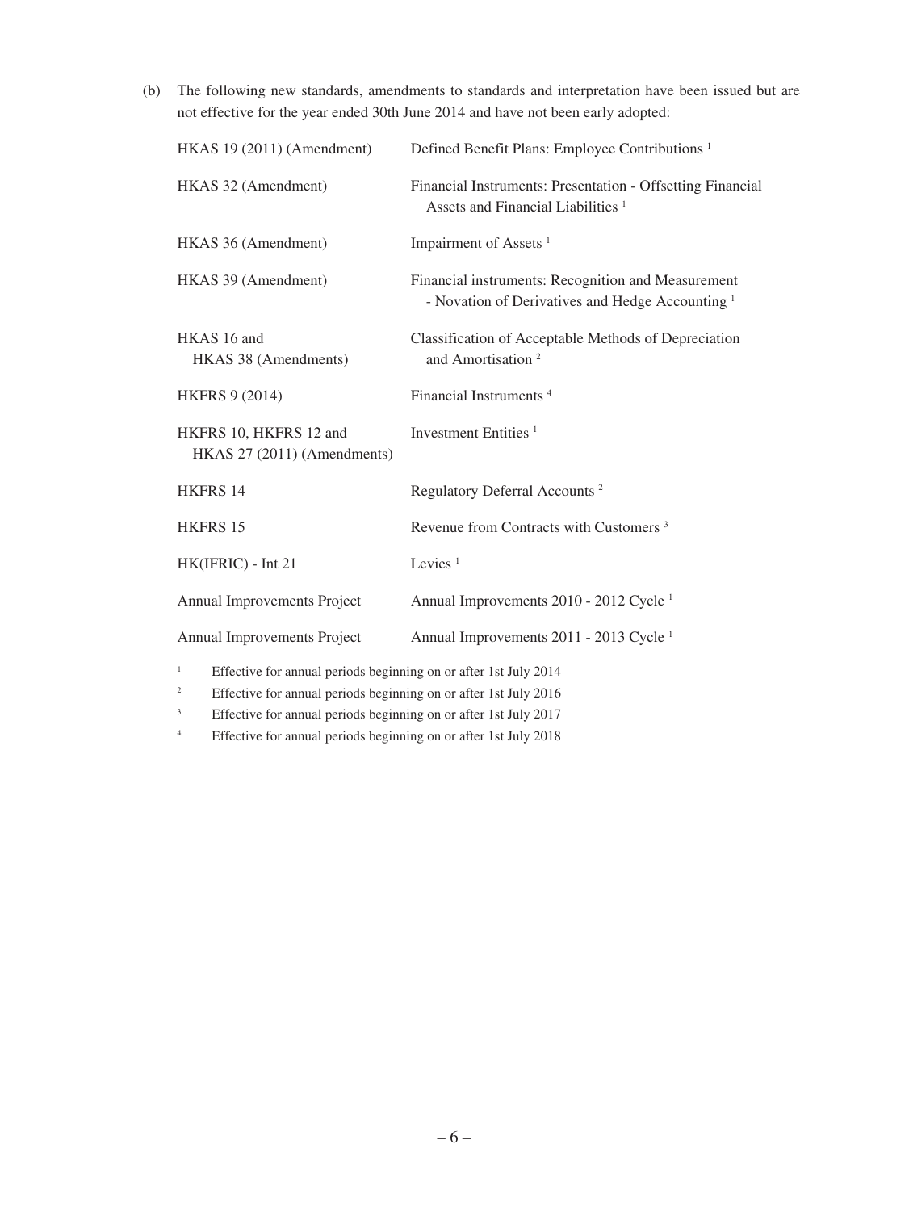(b) The following new standards, amendments to standards and interpretation have been issued but are not effective for the year ended 30th June 2014 and have not been early adopted:

| | |
|---|---|
| HKAS 19 (2011) (Amendment) | Defined Benefit Plans: Employee Contributions [1] |
| HKAS 32 (Amendment) | Financial Instruments: Presentation - Offsetting Financial Assets and Financial Liabilities [1] |
| HKAS 36 (Amendment) | Impairment of Assets [1] |
| HKAS 39 (Amendment) | Financial instruments: Recognition and Measurement - Novation of Derivatives and Hedge Accounting [1] |
| HKAS 16 and HKAS 38 (Amendments) | Classification of Acceptable Methods of Depreciation and Amortisation [2] |
| HKFRS 9 (2014) | Financial Instruments [4] |
| HKFRS 10, HKFRS 12 and HKAS 27 (2011) (Amendments) | Investment Entities [1] |
| HKFRS 14 | Regulatory Deferral Accounts [2] |
| HKFRS 15 | Revenue from Contracts with Customers [3] |
| HK(IFRIC) - Int 21 | Levies [1] |
| Annual Improvements Project | Annual Improvements 2010 - 2012 Cycle [1] |
| Annual Improvements Project | Annual Improvements 2011 - 2013 Cycle [1] |

[1] Effective for annual periods beginning on or after 1st July 2014

[2] Effective for annual periods beginning on or after 1st July 2016

[3] Effective for annual periods beginning on or after 1st July 2017

[4] Effective for annual periods beginning on or after 1st July 2018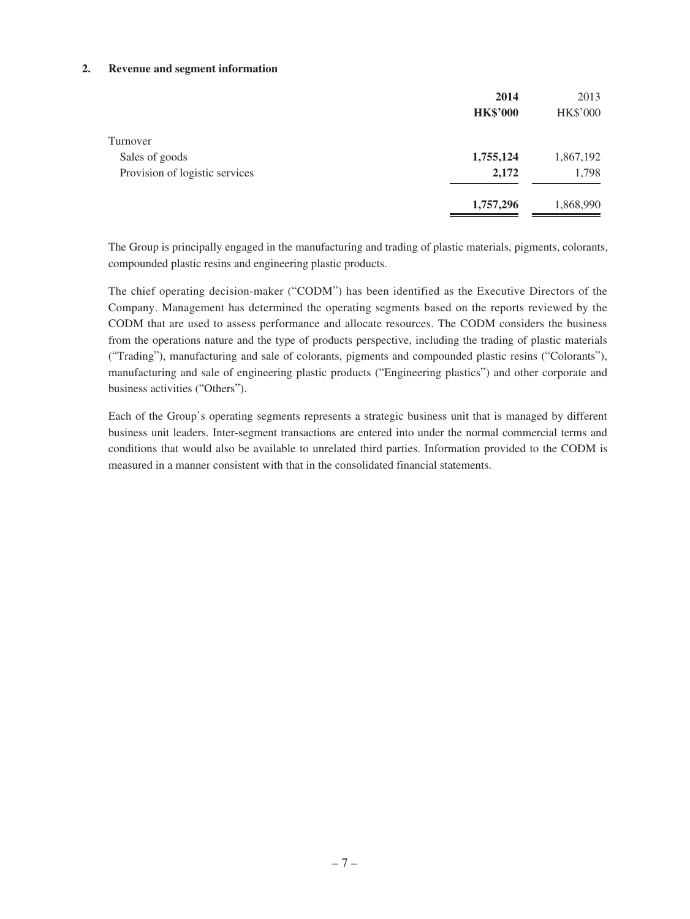## 2. Revenue and segment information

| | **2014** | 2013 |
|---|---|---|
| | **HK$'000** | HK$'000 |
| Turnover | | |
| Sales of goods | **1,755,124** | 1,867,192 |
| Provision of logistic services | **2,172** | 1,798 |
| | **1,757,296** | 1,868,990 |

The Group is principally engaged in the manufacturing and trading of plastic materials, pigments, colorants, compounded plastic resins and engineering plastic products.

The chief operating decision-maker ("CODM") has been identified as the Executive Directors of the Company. Management has determined the operating segments based on the reports reviewed by the CODM that are used to assess performance and allocate resources. The CODM considers the business from the operations nature and the type of products perspective, including the trading of plastic materials ("Trading"), manufacturing and sale of colorants, pigments and compounded plastic resins ("Colorants"), manufacturing and sale of engineering plastic products ("Engineering plastics") and other corporate and business activities ("Others").

Each of the Group's operating segments represents a strategic business unit that is managed by different business unit leaders. Inter-segment transactions are entered into under the normal commercial terms and conditions that would also be available to unrelated third parties. Information provided to the CODM is measured in a manner consistent with that in the consolidated financial statements.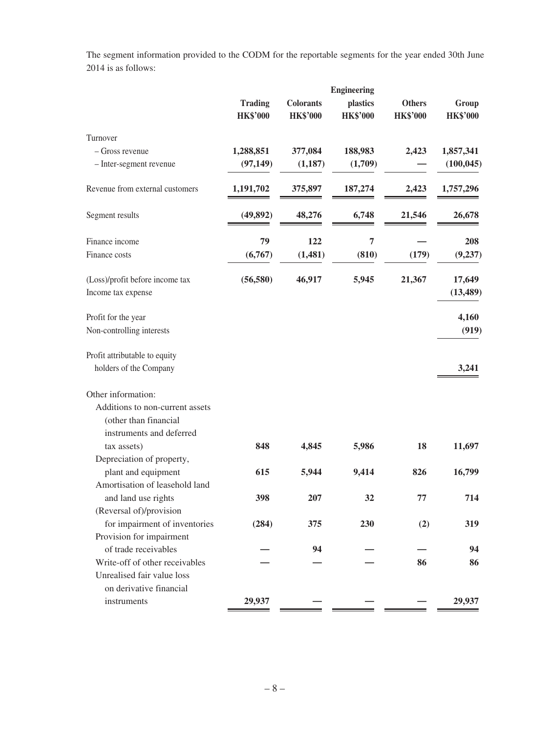The segment information provided to the CODM for the reportable segments for the year ended 30th June 2014 is as follows:

| | Trading HK$'000 | Colorants HK$'000 | Engineering plastics HK$'000 | Others HK$'000 | Group HK$'000 |
|---|---|---|---|---|---|
| Turnover | | | | | |
| – Gross revenue | **1,288,851** | **377,084** | **188,983** | **2,423** | **1,857,341** |
| – Inter-segment revenue | **(97,149)** | **(1,187)** | **(1,709)** | **—** | **(100,045)** |
| Revenue from external customers | **1,191,702** | **375,897** | **187,274** | **2,423** | **1,757,296** |
| Segment results | **(49,892)** | **48,276** | **6,748** | **21,546** | **26,678** |
| Finance income | **79** | **122** | **7** | **—** | **208** |
| Finance costs | **(6,767)** | **(1,481)** | **(810)** | **(179)** | **(9,237)** |
| (Loss)/profit before income tax | **(56,580)** | **46,917** | **5,945** | **21,367** | **17,649** |
| Income tax expense | | | | | **(13,489)** |
| Profit for the year | | | | | **4,160** |
| Non-controlling interests | | | | | **(919)** |
| Profit attributable to equity holders of the Company | | | | | **3,241** |
| Other information: | | | | | |
| Additions to non-current assets (other than financial instruments and deferred tax assets) | **848** | **4,845** | **5,986** | **18** | **11,697** |
| Depreciation of property, plant and equipment | **615** | **5,944** | **9,414** | **826** | **16,799** |
| Amortisation of leasehold land and land use rights | **398** | **207** | **32** | **77** | **714** |
| (Reversal of)/provision for impairment of inventories | **(284)** | **375** | **230** | **(2)** | **319** |
| Provision for impairment of trade receivables | **—** | **94** | **—** | **—** | **94** |
| Write-off of other receivables | **—** | **—** | **—** | **86** | **86** |
| Unrealised fair value loss on derivative financial instruments | **29,937** | **—** | **—** | **—** | **29,937** |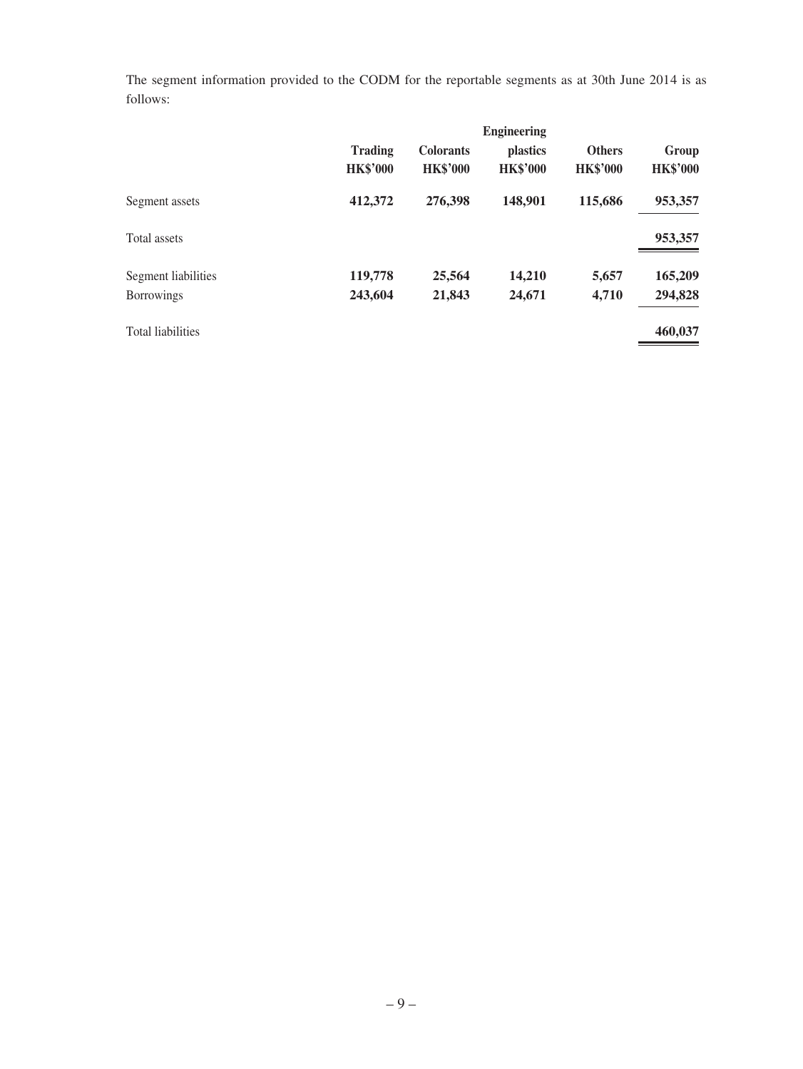The segment information provided to the CODM for the reportable segments as at 30th June 2014 is as follows:

| | Trading HK$'000 | Colorants HK$'000 | Engineering plastics HK$'000 | Others HK$'000 | Group HK$'000 |
|---|---|---|---|---|---|
| Segment assets | **412,372** | **276,398** | **148,901** | **115,686** | **953,357** |
| Total assets | | | | | **953,357** |
| Segment liabilities | **119,778** | **25,564** | **14,210** | **5,657** | **165,209** |
| Borrowings | **243,604** | **21,843** | **24,671** | **4,710** | **294,828** |
| Total liabilities | | | | | **460,037** |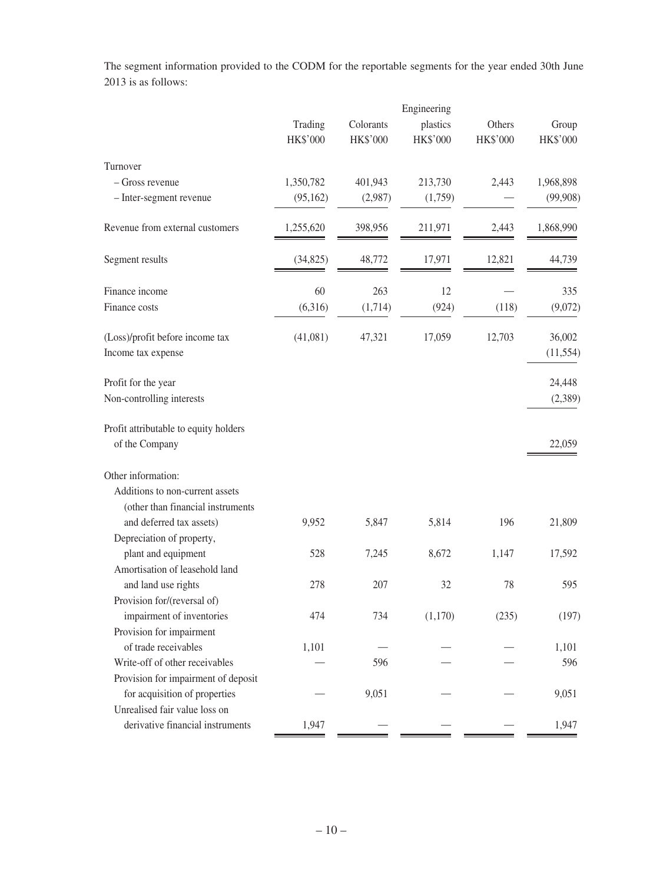The segment information provided to the CODM for the reportable segments for the year ended 30th June 2013 is as follows:

| | Trading HK$'000 | Colorants HK$'000 | Engineering plastics HK$'000 | Others HK$'000 | Group HK$'000 |
|---|---|---|---|---|---|
| Turnover | | | | | |
| – Gross revenue | 1,350,782 | 401,943 | 213,730 | 2,443 | 1,968,898 |
| – Inter-segment revenue | (95,162) | (2,987) | (1,759) | — | (99,908) |
| Revenue from external customers | 1,255,620 | 398,956 | 211,971 | 2,443 | 1,868,990 |
| Segment results | (34,825) | 48,772 | 17,971 | 12,821 | 44,739 |
| Finance income | 60 | 263 | 12 | — | 335 |
| Finance costs | (6,316) | (1,714) | (924) | (118) | (9,072) |
| (Loss)/profit before income tax | (41,081) | 47,321 | 17,059 | 12,703 | 36,002 |
| Income tax expense | | | | | (11,554) |
| Profit for the year | | | | | 24,448 |
| Non-controlling interests | | | | | (2,389) |
| Profit attributable to equity holders of the Company | | | | | 22,059 |
| Other information: | | | | | |
| Additions to non-current assets (other than financial instruments and deferred tax assets) | 9,952 | 5,847 | 5,814 | 196 | 21,809 |
| Depreciation of property, plant and equipment | 528 | 7,245 | 8,672 | 1,147 | 17,592 |
| Amortisation of leasehold land and land use rights | 278 | 207 | 32 | 78 | 595 |
| Provision for/(reversal of) impairment of inventories | 474 | 734 | (1,170) | (235) | (197) |
| Provision for impairment of trade receivables | 1,101 | — | — | — | 1,101 |
| Write-off of other receivables | — | 596 | — | — | 596 |
| Provision for impairment of deposit for acquisition of properties | — | 9,051 | — | — | 9,051 |
| Unrealised fair value loss on derivative financial instruments | 1,947 | — | — | — | 1,947 |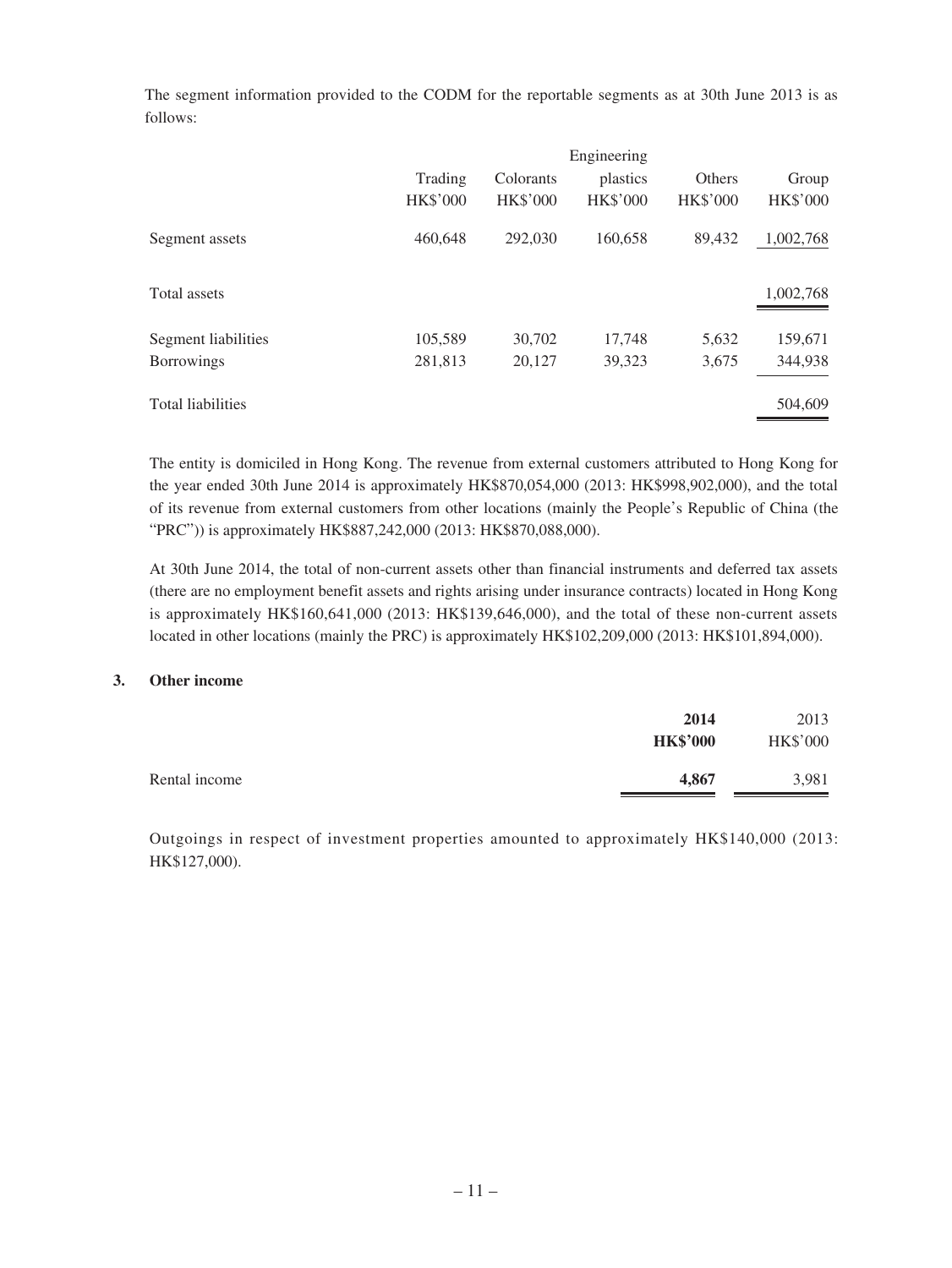The segment information provided to the CODM for the reportable segments as at 30th June 2013 is as follows:

| | Trading | Colorants | Engineering plastics | Others | Group |
|---|---|---|---|---|---|
| | HK$'000 | HK$'000 | HK$'000 | HK$'000 | HK$'000 |
| Segment assets | 460,648 | 292,030 | 160,658 | 89,432 | 1,002,768 |
| Total assets | | | | | 1,002,768 |
| Segment liabilities | 105,589 | 30,702 | 17,748 | 5,632 | 159,671 |
| Borrowings | 281,813 | 20,127 | 39,323 | 3,675 | 344,938 |
| Total liabilities | | | | | 504,609 |

The entity is domiciled in Hong Kong. The revenue from external customers attributed to Hong Kong for the year ended 30th June 2014 is approximately HK$870,054,000 (2013: HK$998,902,000), and the total of its revenue from external customers from other locations (mainly the People's Republic of China (the "PRC")) is approximately HK$887,242,000 (2013: HK$870,088,000).

At 30th June 2014, the total of non-current assets other than financial instruments and deferred tax assets (there are no employment benefit assets and rights arising under insurance contracts) located in Hong Kong is approximately HK$160,641,000 (2013: HK$139,646,000), and the total of these non-current assets located in other locations (mainly the PRC) is approximately HK$102,209,000 (2013: HK$101,894,000).

## 3. Other income

| | **2014** | 2013 |
|---|---|---|
| | **HK$'000** | HK$'000 |
| Rental income | **4,867** | 3,981 |

Outgoings in respect of investment properties amounted to approximately HK$140,000 (2013: HK$127,000).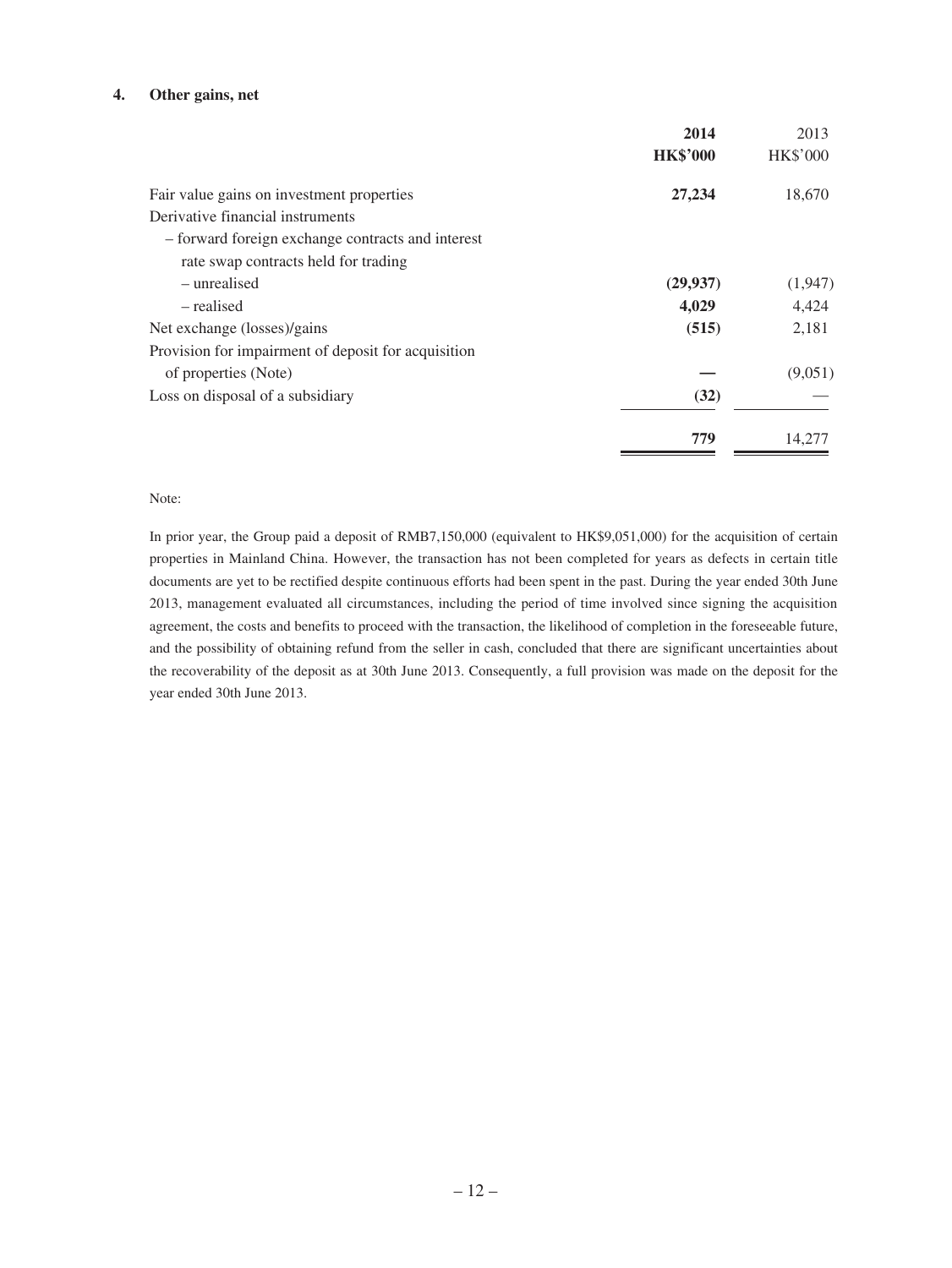#### 4. Other gains, net

| | 2014 | 2013 |
|---|---|---|
| | HK$'000 | HK$'000 |
| Fair value gains on investment properties | **27,234** | 18,670 |
| Derivative financial instruments | | |
| – forward foreign exchange contracts and interest rate swap contracts held for trading | | |
| – unrealised | **(29,937)** | (1,947) |
| – realised | **4,029** | 4,424 |
| Net exchange (losses)/gains | **(515)** | 2,181 |
| Provision for impairment of deposit for acquisition of properties (Note) | **—** | (9,051) |
| Loss on disposal of a subsidiary | **(32)** | — |
| | **779** | 14,277 |

Note:

In prior year, the Group paid a deposit of RMB7,150,000 (equivalent to HK$9,051,000) for the acquisition of certain properties in Mainland China. However, the transaction has not been completed for years as defects in certain title documents are yet to be rectified despite continuous efforts had been spent in the past. During the year ended 30th June 2013, management evaluated all circumstances, including the period of time involved since signing the acquisition agreement, the costs and benefits to proceed with the transaction, the likelihood of completion in the foreseeable future, and the possibility of obtaining refund from the seller in cash, concluded that there are significant uncertainties about the recoverability of the deposit as at 30th June 2013. Consequently, a full provision was made on the deposit for the year ended 30th June 2013.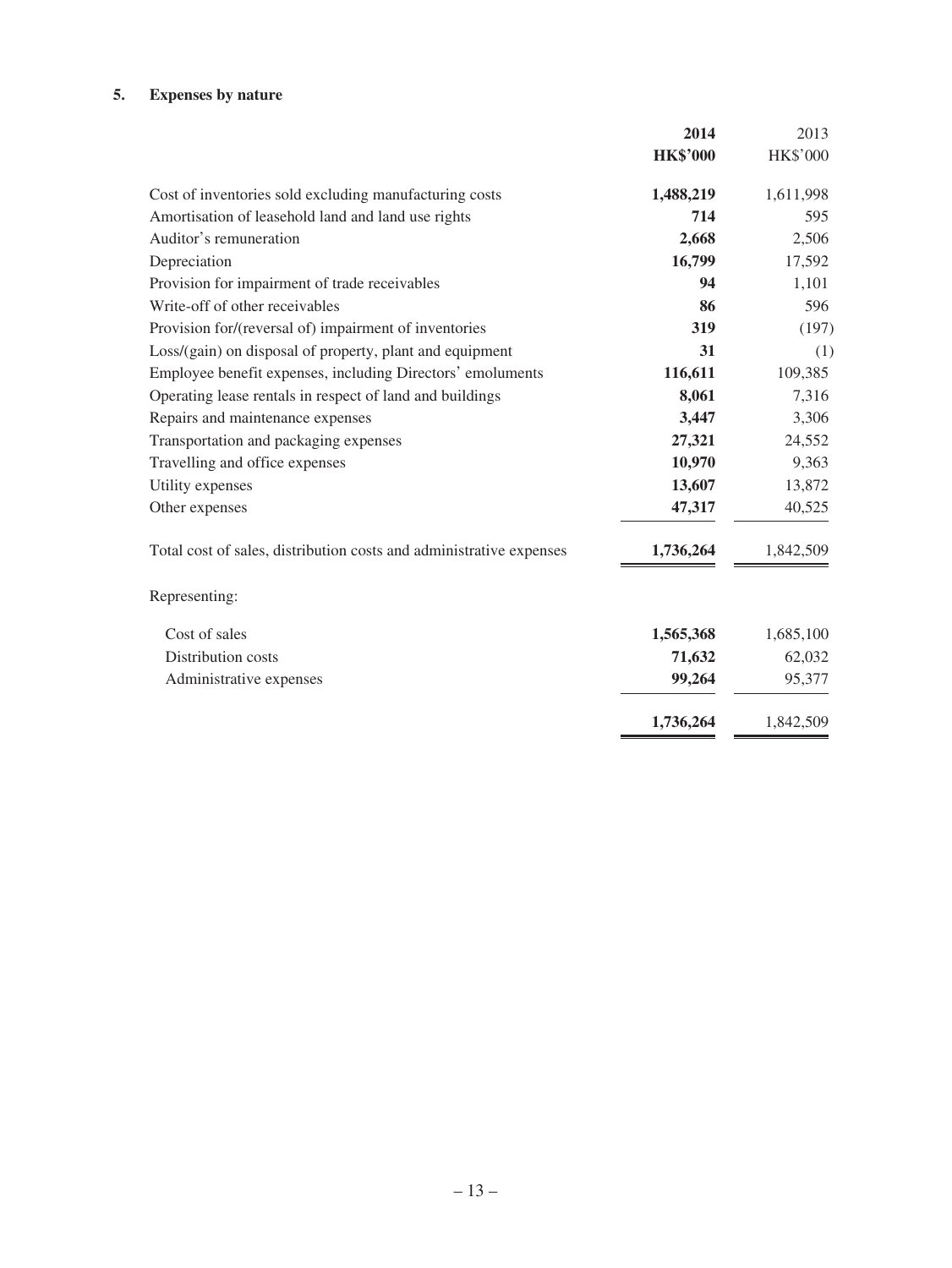## 5. Expenses by nature

| | **2014** | 2013 |
|---|---|---|
| | **HK$'000** | HK$'000 |
| Cost of inventories sold excluding manufacturing costs | **1,488,219** | 1,611,998 |
| Amortisation of leasehold land and land use rights | **714** | 595 |
| Auditor's remuneration | **2,668** | 2,506 |
| Depreciation | **16,799** | 17,592 |
| Provision for impairment of trade receivables | **94** | 1,101 |
| Write-off of other receivables | **86** | 596 |
| Provision for/(reversal of) impairment of inventories | **319** | (197) |
| Loss/(gain) on disposal of property, plant and equipment | **31** | (1) |
| Employee benefit expenses, including Directors' emoluments | **116,611** | 109,385 |
| Operating lease rentals in respect of land and buildings | **8,061** | 7,316 |
| Repairs and maintenance expenses | **3,447** | 3,306 |
| Transportation and packaging expenses | **27,321** | 24,552 |
| Travelling and office expenses | **10,970** | 9,363 |
| Utility expenses | **13,607** | 13,872 |
| Other expenses | **47,317** | 40,525 |
| Total cost of sales, distribution costs and administrative expenses | **1,736,264** | 1,842,509 |
| Representing: | | |
| Cost of sales | **1,565,368** | 1,685,100 |
| Distribution costs | **71,632** | 62,032 |
| Administrative expenses | **99,264** | 95,377 |
| | **1,736,264** | 1,842,509 |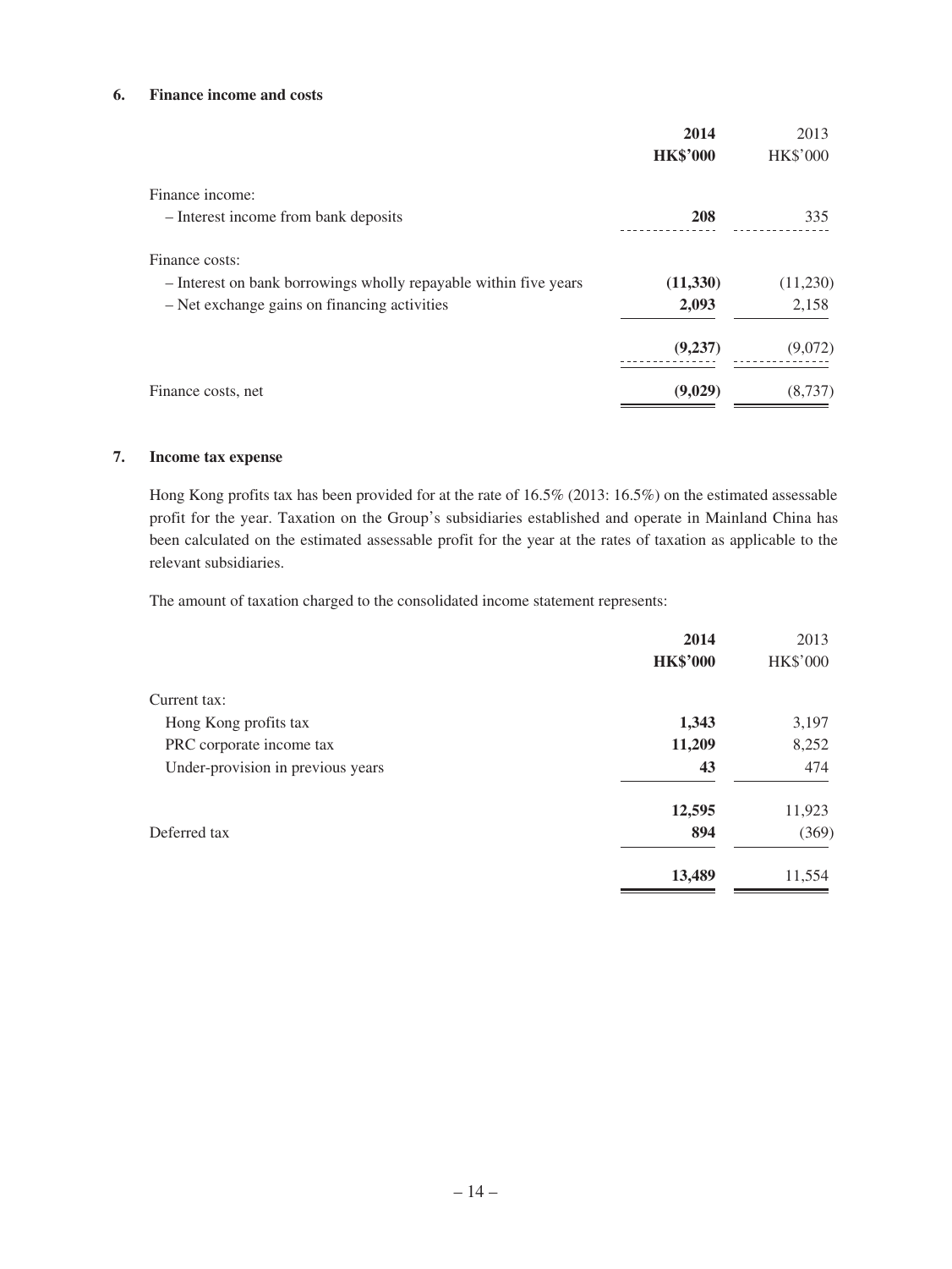### 6. Finance income and costs

| | 2014<br>HK$'000 | 2013<br>HK$'000 |
|---|---|---|
| Finance income: | | |
| – Interest income from bank deposits | **208** | 335 |
| Finance costs: | | |
| – Interest on bank borrowings wholly repayable within five years | **(11,330)** | (11,230) |
| – Net exchange gains on financing activities | **2,093** | 2,158 |
| | **(9,237)** | (9,072) |
| Finance costs, net | **(9,029)** | (8,737) |

### 7. Income tax expense

Hong Kong profits tax has been provided for at the rate of 16.5% (2013: 16.5%) on the estimated assessable profit for the year. Taxation on the Group's subsidiaries established and operate in Mainland China has been calculated on the estimated assessable profit for the year at the rates of taxation as applicable to the relevant subsidiaries.

The amount of taxation charged to the consolidated income statement represents:

| | 2014<br>HK$'000 | 2013<br>HK$'000 |
|---|---|---|
| Current tax: | | |
| Hong Kong profits tax | **1,343** | 3,197 |
| PRC corporate income tax | **11,209** | 8,252 |
| Under-provision in previous years | **43** | 474 |
| | **12,595** | 11,923 |
| Deferred tax | **894** | (369) |
| | **13,489** | 11,554 |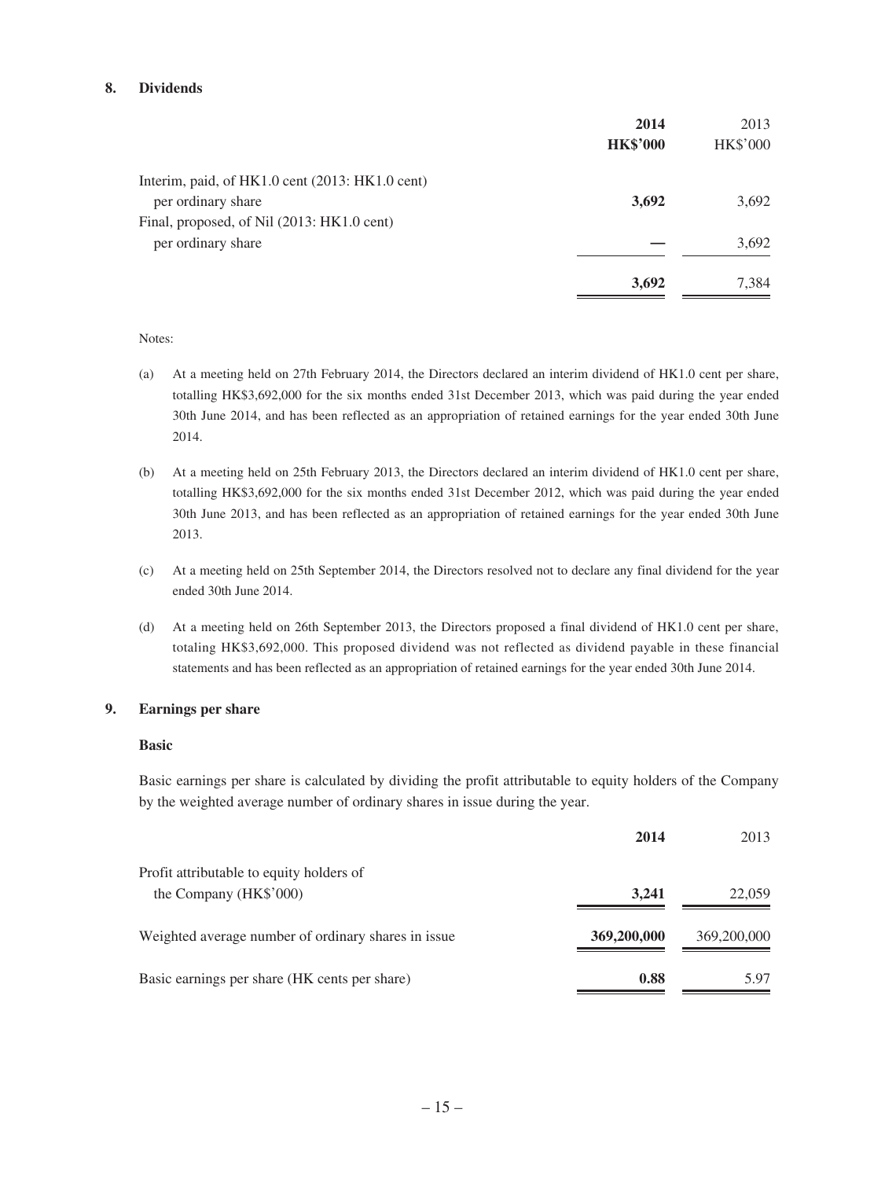## 8. Dividends

| | **2014** | 2013 |
|---|---|---|
| | **HK$'000** | HK$'000 |
| Interim, paid, of HK1.0 cent (2013: HK1.0 cent) per ordinary share | **3,692** | 3,692 |
| Final, proposed, of Nil (2013: HK1.0 cent) per ordinary share | **—** | 3,692 |
| | **3,692** | 7,384 |

Notes:

(a) At a meeting held on 27th February 2014, the Directors declared an interim dividend of HK1.0 cent per share, totalling HK$3,692,000 for the six months ended 31st December 2013, which was paid during the year ended 30th June 2014, and has been reflected as an appropriation of retained earnings for the year ended 30th June 2014.

(b) At a meeting held on 25th February 2013, the Directors declared an interim dividend of HK1.0 cent per share, totalling HK$3,692,000 for the six months ended 31st December 2012, which was paid during the year ended 30th June 2013, and has been reflected as an appropriation of retained earnings for the year ended 30th June 2013.

(c) At a meeting held on 25th September 2014, the Directors resolved not to declare any final dividend for the year ended 30th June 2014.

(d) At a meeting held on 26th September 2013, the Directors proposed a final dividend of HK1.0 cent per share, totaling HK$3,692,000. This proposed dividend was not reflected as dividend payable in these financial statements and has been reflected as an appropriation of retained earnings for the year ended 30th June 2014.

## 9. Earnings per share

### Basic

Basic earnings per share is calculated by dividing the profit attributable to equity holders of the Company by the weighted average number of ordinary shares in issue during the year.

| | **2014** | 2013 |
|---|---|---|
| Profit attributable to equity holders of the Company (HK$'000) | **3,241** | 22,059 |
| Weighted average number of ordinary shares in issue | **369,200,000** | 369,200,000 |
| Basic earnings per share (HK cents per share) | **0.88** | 5.97 |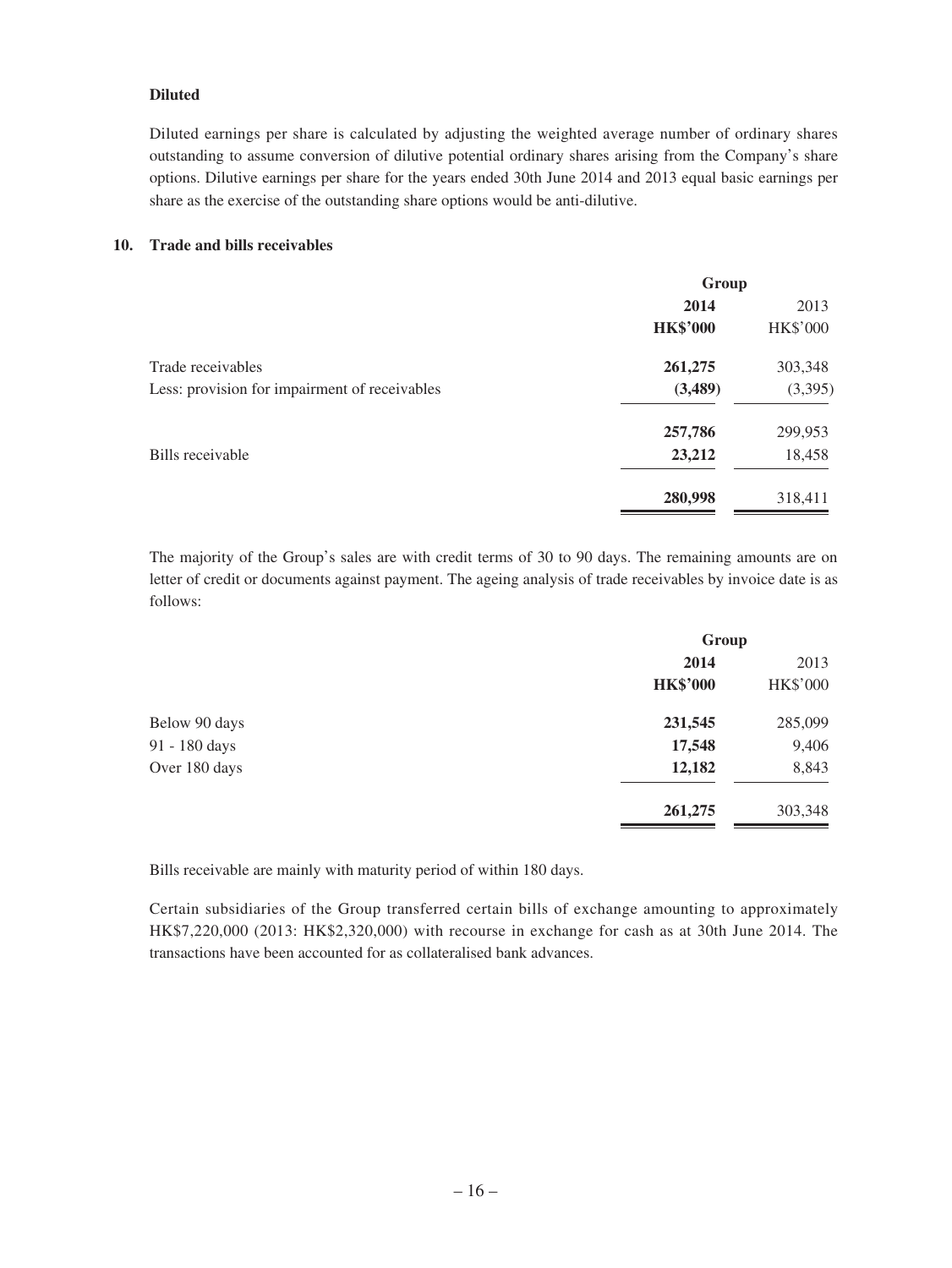**Diluted**

Diluted earnings per share is calculated by adjusting the weighted average number of ordinary shares outstanding to assume conversion of dilutive potential ordinary shares arising from the Company's share options. Dilutive earnings per share for the years ended 30th June 2014 and 2013 equal basic earnings per share as the exercise of the outstanding share options would be anti-dilutive.

## 10. Trade and bills receivables

| | Group | |
|---|---|---|
| | **2014** | 2013 |
| | **HK$'000** | HK$'000 |
| Trade receivables | **261,275** | 303,348 |
| Less: provision for impairment of receivables | **(3,489)** | (3,395) |
| | **257,786** | 299,953 |
| Bills receivable | **23,212** | 18,458 |
| | **280,998** | 318,411 |

The majority of the Group's sales are with credit terms of 30 to 90 days. The remaining amounts are on letter of credit or documents against payment. The ageing analysis of trade receivables by invoice date is as follows:

| | Group | |
|---|---|---|
| | **2014** | 2013 |
| | **HK$'000** | HK$'000 |
| Below 90 days | **231,545** | 285,099 |
| 91 - 180 days | **17,548** | 9,406 |
| Over 180 days | **12,182** | 8,843 |
| | **261,275** | 303,348 |

Bills receivable are mainly with maturity period of within 180 days.

Certain subsidiaries of the Group transferred certain bills of exchange amounting to approximately HK$7,220,000 (2013: HK$2,320,000) with recourse in exchange for cash as at 30th June 2014. The transactions have been accounted for as collateralised bank advances.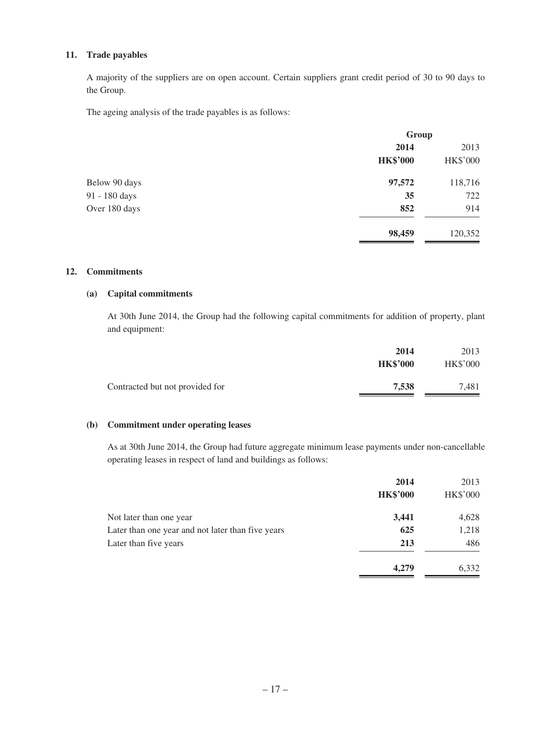## 11. Trade payables

A majority of the suppliers are on open account. Certain suppliers grant credit period of 30 to 90 days to the Group.

The ageing analysis of the trade payables is as follows:

| | Group | |
|---|---|---|
| | **2014** | 2013 |
| | **HK$'000** | HK$'000 |
| Below 90 days | **97,572** | 118,716 |
| 91 - 180 days | **35** | 722 |
| Over 180 days | **852** | 914 |
| | **98,459** | 120,352 |

## 12. Commitments

### (a) Capital commitments

At 30th June 2014, the Group had the following capital commitments for addition of property, plant and equipment:

| | **2014** | 2013 |
|---|---|---|
| | **HK$'000** | HK$'000 |
| Contracted but not provided for | **7,538** | 7,481 |

### (b) Commitment under operating leases

As at 30th June 2014, the Group had future aggregate minimum lease payments under non-cancellable operating leases in respect of land and buildings as follows:

| | **2014** | 2013 |
|---|---|---|
| | **HK$'000** | HK$'000 |
| Not later than one year | **3,441** | 4,628 |
| Later than one year and not later than five years | **625** | 1,218 |
| Later than five years | **213** | 486 |
| | **4,279** | 6,332 |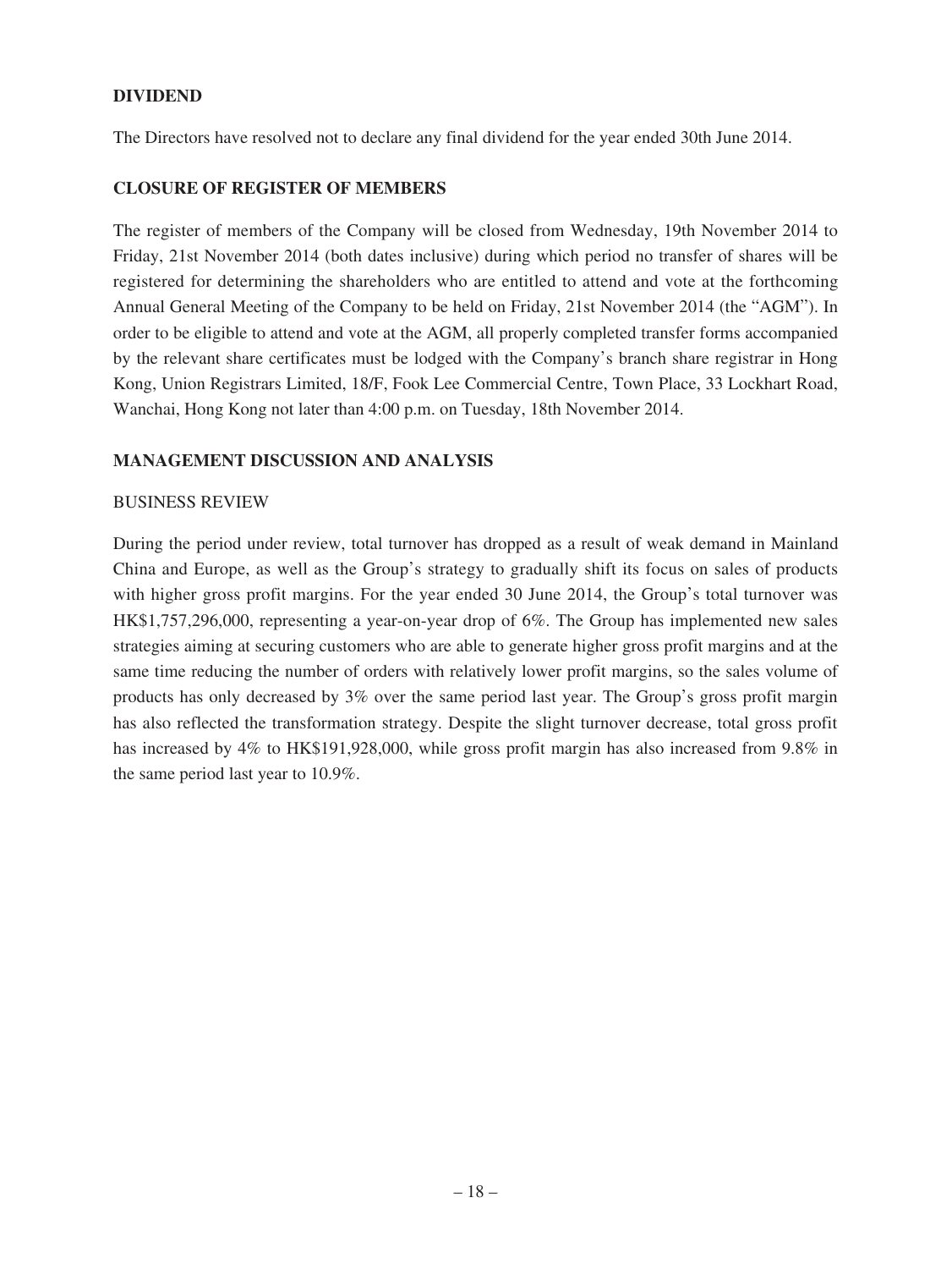## DIVIDEND

The Directors have resolved not to declare any final dividend for the year ended 30th June 2014.

## CLOSURE OF REGISTER OF MEMBERS

The register of members of the Company will be closed from Wednesday, 19th November 2014 to Friday, 21st November 2014 (both dates inclusive) during which period no transfer of shares will be registered for determining the shareholders who are entitled to attend and vote at the forthcoming Annual General Meeting of the Company to be held on Friday, 21st November 2014 (the "AGM"). In order to be eligible to attend and vote at the AGM, all properly completed transfer forms accompanied by the relevant share certificates must be lodged with the Company's branch share registrar in Hong Kong, Union Registrars Limited, 18/F, Fook Lee Commercial Centre, Town Place, 33 Lockhart Road, Wanchai, Hong Kong not later than 4:00 p.m. on Tuesday, 18th November 2014.

## MANAGEMENT DISCUSSION AND ANALYSIS

### BUSINESS REVIEW

During the period under review, total turnover has dropped as a result of weak demand in Mainland China and Europe, as well as the Group's strategy to gradually shift its focus on sales of products with higher gross profit margins. For the year ended 30 June 2014, the Group's total turnover was HK$1,757,296,000, representing a year-on-year drop of 6%. The Group has implemented new sales strategies aiming at securing customers who are able to generate higher gross profit margins and at the same time reducing the number of orders with relatively lower profit margins, so the sales volume of products has only decreased by 3% over the same period last year. The Group's gross profit margin has also reflected the transformation strategy. Despite the slight turnover decrease, total gross profit has increased by 4% to HK$191,928,000, while gross profit margin has also increased from 9.8% in the same period last year to 10.9%.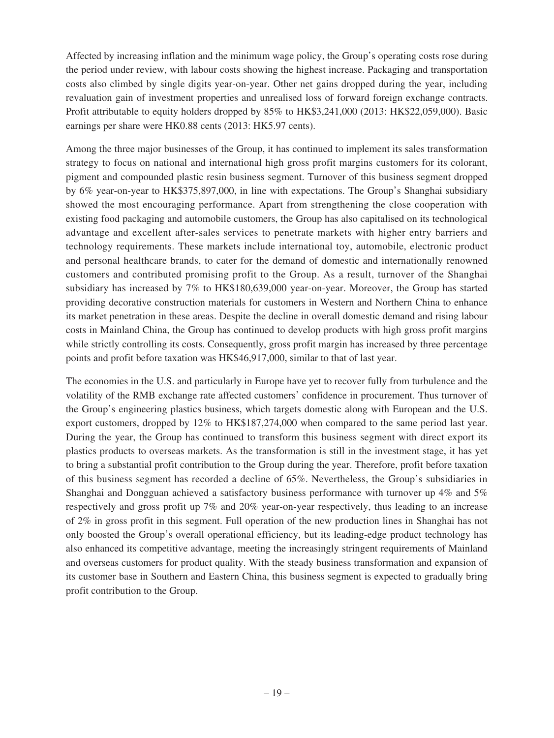Affected by increasing inflation and the minimum wage policy, the Group's operating costs rose during the period under review, with labour costs showing the highest increase. Packaging and transportation costs also climbed by single digits year-on-year. Other net gains dropped during the year, including revaluation gain of investment properties and unrealised loss of forward foreign exchange contracts. Profit attributable to equity holders dropped by 85% to HK$3,241,000 (2013: HK$22,059,000). Basic earnings per share were HK0.88 cents (2013: HK5.97 cents).

Among the three major businesses of the Group, it has continued to implement its sales transformation strategy to focus on national and international high gross profit margins customers for its colorant, pigment and compounded plastic resin business segment. Turnover of this business segment dropped by 6% year-on-year to HK$375,897,000, in line with expectations. The Group's Shanghai subsidiary showed the most encouraging performance. Apart from strengthening the close cooperation with existing food packaging and automobile customers, the Group has also capitalised on its technological advantage and excellent after-sales services to penetrate markets with higher entry barriers and technology requirements. These markets include international toy, automobile, electronic product and personal healthcare brands, to cater for the demand of domestic and internationally renowned customers and contributed promising profit to the Group. As a result, turnover of the Shanghai subsidiary has increased by 7% to HK$180,639,000 year-on-year. Moreover, the Group has started providing decorative construction materials for customers in Western and Northern China to enhance its market penetration in these areas. Despite the decline in overall domestic demand and rising labour costs in Mainland China, the Group has continued to develop products with high gross profit margins while strictly controlling its costs. Consequently, gross profit margin has increased by three percentage points and profit before taxation was HK$46,917,000, similar to that of last year.

The economies in the U.S. and particularly in Europe have yet to recover fully from turbulence and the volatility of the RMB exchange rate affected customers' confidence in procurement. Thus turnover of the Group's engineering plastics business, which targets domestic along with European and the U.S. export customers, dropped by 12% to HK$187,274,000 when compared to the same period last year. During the year, the Group has continued to transform this business segment with direct export its plastics products to overseas markets. As the transformation is still in the investment stage, it has yet to bring a substantial profit contribution to the Group during the year. Therefore, profit before taxation of this business segment has recorded a decline of 65%. Nevertheless, the Group's subsidiaries in Shanghai and Dongguan achieved a satisfactory business performance with turnover up 4% and 5% respectively and gross profit up 7% and 20% year-on-year respectively, thus leading to an increase of 2% in gross profit in this segment. Full operation of the new production lines in Shanghai has not only boosted the Group's overall operational efficiency, but its leading-edge product technology has also enhanced its competitive advantage, meeting the increasingly stringent requirements of Mainland and overseas customers for product quality. With the steady business transformation and expansion of its customer base in Southern and Eastern China, this business segment is expected to gradually bring profit contribution to the Group.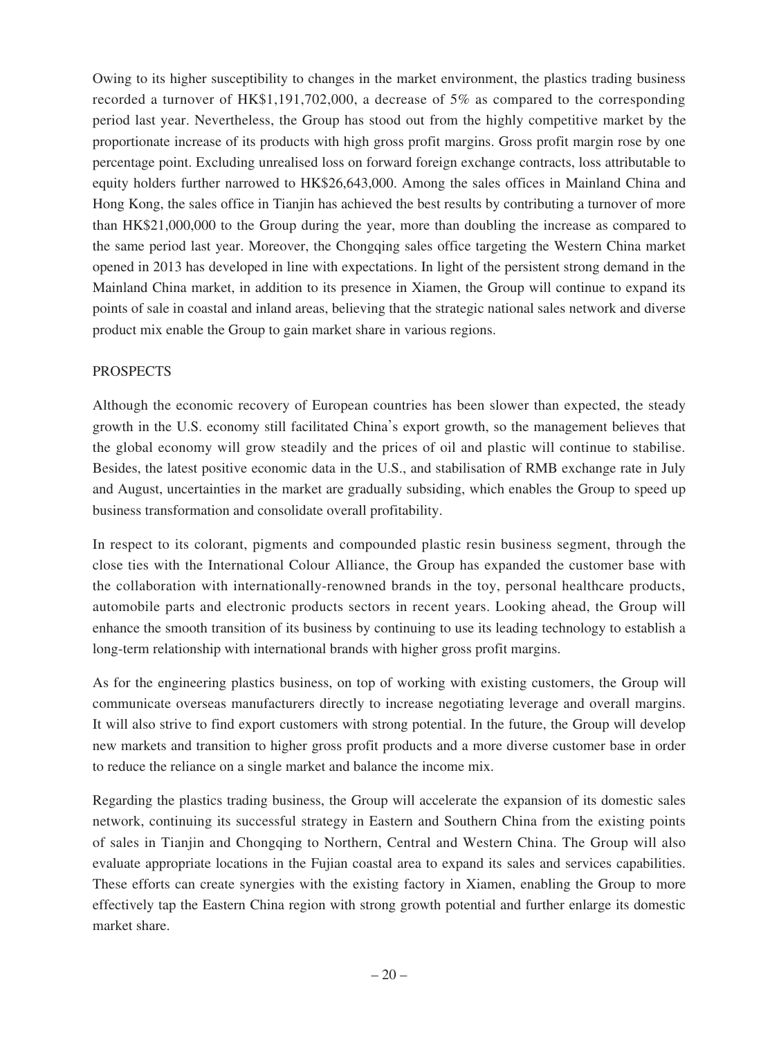Owing to its higher susceptibility to changes in the market environment, the plastics trading business recorded a turnover of HK$1,191,702,000, a decrease of 5% as compared to the corresponding period last year. Nevertheless, the Group has stood out from the highly competitive market by the proportionate increase of its products with high gross profit margins. Gross profit margin rose by one percentage point. Excluding unrealised loss on forward foreign exchange contracts, loss attributable to equity holders further narrowed to HK$26,643,000. Among the sales offices in Mainland China and Hong Kong, the sales office in Tianjin has achieved the best results by contributing a turnover of more than HK$21,000,000 to the Group during the year, more than doubling the increase as compared to the same period last year. Moreover, the Chongqing sales office targeting the Western China market opened in 2013 has developed in line with expectations. In light of the persistent strong demand in the Mainland China market, in addition to its presence in Xiamen, the Group will continue to expand its points of sale in coastal and inland areas, believing that the strategic national sales network and diverse product mix enable the Group to gain market share in various regions.

## PROSPECTS

Although the economic recovery of European countries has been slower than expected, the steady growth in the U.S. economy still facilitated China's export growth, so the management believes that the global economy will grow steadily and the prices of oil and plastic will continue to stabilise. Besides, the latest positive economic data in the U.S., and stabilisation of RMB exchange rate in July and August, uncertainties in the market are gradually subsiding, which enables the Group to speed up business transformation and consolidate overall profitability.

In respect to its colorant, pigments and compounded plastic resin business segment, through the close ties with the International Colour Alliance, the Group has expanded the customer base with the collaboration with internationally-renowned brands in the toy, personal healthcare products, automobile parts and electronic products sectors in recent years. Looking ahead, the Group will enhance the smooth transition of its business by continuing to use its leading technology to establish a long-term relationship with international brands with higher gross profit margins.

As for the engineering plastics business, on top of working with existing customers, the Group will communicate overseas manufacturers directly to increase negotiating leverage and overall margins. It will also strive to find export customers with strong potential. In the future, the Group will develop new markets and transition to higher gross profit products and a more diverse customer base in order to reduce the reliance on a single market and balance the income mix.

Regarding the plastics trading business, the Group will accelerate the expansion of its domestic sales network, continuing its successful strategy in Eastern and Southern China from the existing points of sales in Tianjin and Chongqing to Northern, Central and Western China. The Group will also evaluate appropriate locations in the Fujian coastal area to expand its sales and services capabilities. These efforts can create synergies with the existing factory in Xiamen, enabling the Group to more effectively tap the Eastern China region with strong growth potential and further enlarge its domestic market share.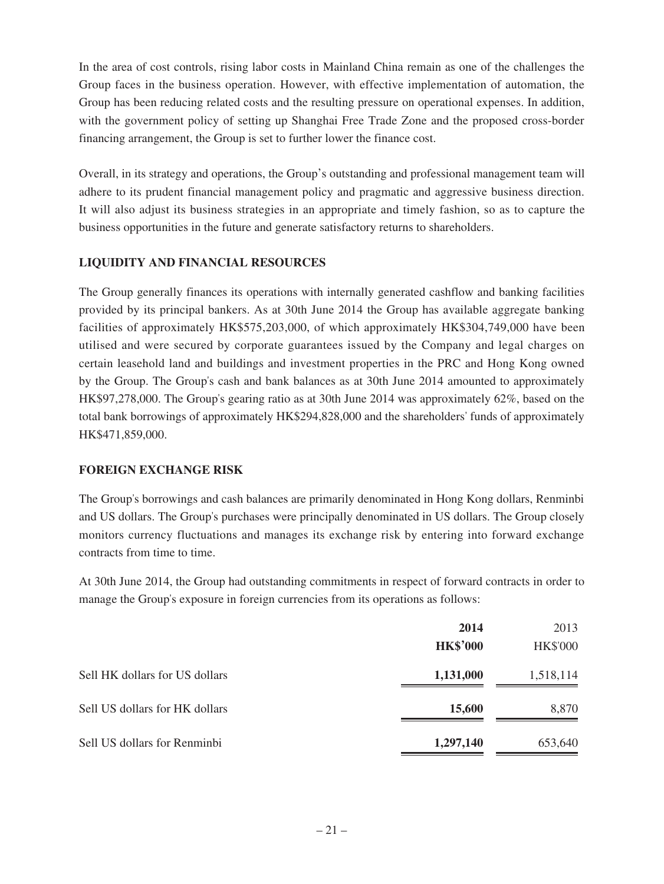In the area of cost controls, rising labor costs in Mainland China remain as one of the challenges the Group faces in the business operation. However, with effective implementation of automation, the Group has been reducing related costs and the resulting pressure on operational expenses. In addition, with the government policy of setting up Shanghai Free Trade Zone and the proposed cross-border financing arrangement, the Group is set to further lower the finance cost.

Overall, in its strategy and operations, the Group's outstanding and professional management team will adhere to its prudent financial management policy and pragmatic and aggressive business direction. It will also adjust its business strategies in an appropriate and timely fashion, so as to capture the business opportunities in the future and generate satisfactory returns to shareholders.

## LIQUIDITY AND FINANCIAL RESOURCES

The Group generally finances its operations with internally generated cashflow and banking facilities provided by its principal bankers. As at 30th June 2014 the Group has available aggregate banking facilities of approximately HK$575,203,000, of which approximately HK$304,749,000 have been utilised and were secured by corporate guarantees issued by the Company and legal charges on certain leasehold land and buildings and investment properties in the PRC and Hong Kong owned by the Group. The Group's cash and bank balances as at 30th June 2014 amounted to approximately HK$97,278,000. The Group's gearing ratio as at 30th June 2014 was approximately 62%, based on the total bank borrowings of approximately HK$294,828,000 and the shareholders' funds of approximately HK$471,859,000.

## FOREIGN EXCHANGE RISK

The Group's borrowings and cash balances are primarily denominated in Hong Kong dollars, Renminbi and US dollars. The Group's purchases were principally denominated in US dollars. The Group closely monitors currency fluctuations and manages its exchange risk by entering into forward exchange contracts from time to time.

At 30th June 2014, the Group had outstanding commitments in respect of forward contracts in order to manage the Group's exposure in foreign currencies from its operations as follows:

| | **2014** | 2013 |
|---|---|---|
| | **HK$'000** | HK$'000 |
| Sell HK dollars for US dollars | **1,131,000** | 1,518,114 |
| Sell US dollars for HK dollars | **15,600** | 8,870 |
| Sell US dollars for Renminbi | **1,297,140** | 653,640 |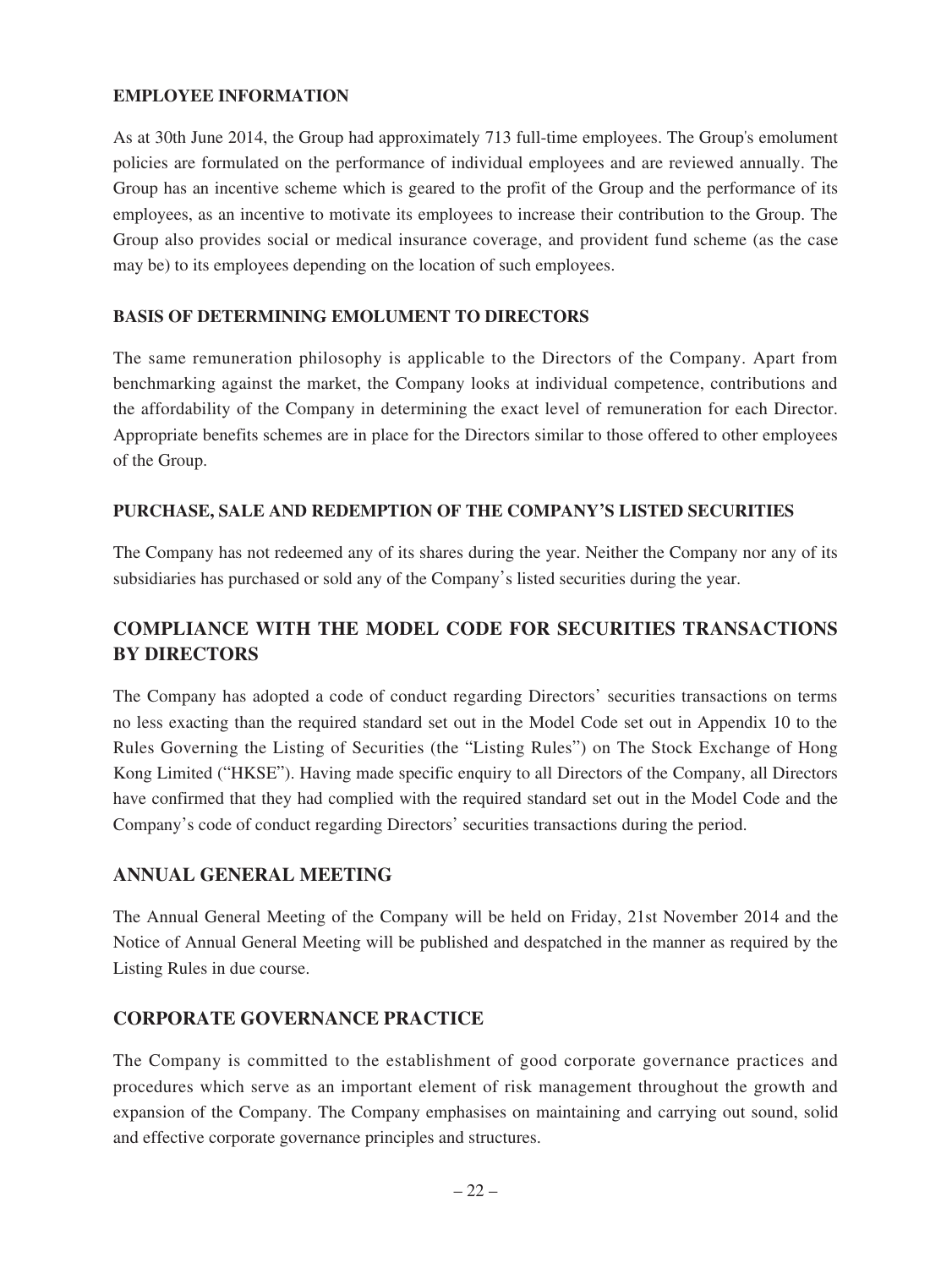## EMPLOYEE INFORMATION

As at 30th June 2014, the Group had approximately 713 full-time employees. The Group's emolument policies are formulated on the performance of individual employees and are reviewed annually. The Group has an incentive scheme which is geared to the profit of the Group and the performance of its employees, as an incentive to motivate its employees to increase their contribution to the Group. The Group also provides social or medical insurance coverage, and provident fund scheme (as the case may be) to its employees depending on the location of such employees.

## BASIS OF DETERMINING EMOLUMENT TO DIRECTORS

The same remuneration philosophy is applicable to the Directors of the Company. Apart from benchmarking against the market, the Company looks at individual competence, contributions and the affordability of the Company in determining the exact level of remuneration for each Director. Appropriate benefits schemes are in place for the Directors similar to those offered to other employees of the Group.

## PURCHASE, SALE AND REDEMPTION OF THE COMPANY'S LISTED SECURITIES

The Company has not redeemed any of its shares during the year. Neither the Company nor any of its subsidiaries has purchased or sold any of the Company's listed securities during the year.

## COMPLIANCE WITH THE MODEL CODE FOR SECURITIES TRANSACTIONS BY DIRECTORS

The Company has adopted a code of conduct regarding Directors' securities transactions on terms no less exacting than the required standard set out in the Model Code set out in Appendix 10 to the Rules Governing the Listing of Securities (the "Listing Rules") on The Stock Exchange of Hong Kong Limited ("HKSE"). Having made specific enquiry to all Directors of the Company, all Directors have confirmed that they had complied with the required standard set out in the Model Code and the Company's code of conduct regarding Directors' securities transactions during the period.

## ANNUAL GENERAL MEETING

The Annual General Meeting of the Company will be held on Friday, 21st November 2014 and the Notice of Annual General Meeting will be published and despatched in the manner as required by the Listing Rules in due course.

## CORPORATE GOVERNANCE PRACTICE

The Company is committed to the establishment of good corporate governance practices and procedures which serve as an important element of risk management throughout the growth and expansion of the Company. The Company emphasises on maintaining and carrying out sound, solid and effective corporate governance principles and structures.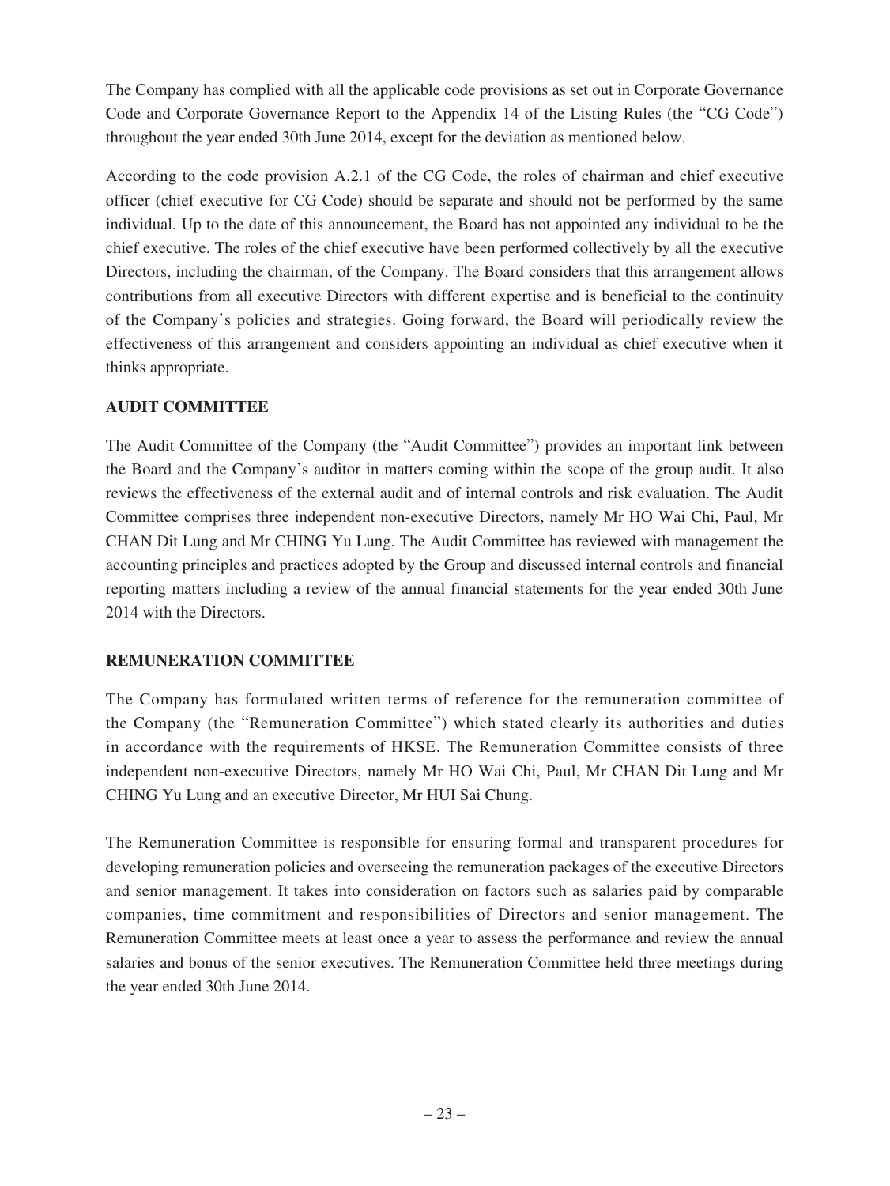The Company has complied with all the applicable code provisions as set out in Corporate Governance Code and Corporate Governance Report to the Appendix 14 of the Listing Rules (the "CG Code") throughout the year ended 30th June 2014, except for the deviation as mentioned below.

According to the code provision A.2.1 of the CG Code, the roles of chairman and chief executive officer (chief executive for CG Code) should be separate and should not be performed by the same individual. Up to the date of this announcement, the Board has not appointed any individual to be the chief executive. The roles of the chief executive have been performed collectively by all the executive Directors, including the chairman, of the Company. The Board considers that this arrangement allows contributions from all executive Directors with different expertise and is beneficial to the continuity of the Company's policies and strategies. Going forward, the Board will periodically review the effectiveness of this arrangement and considers appointing an individual as chief executive when it thinks appropriate.

## AUDIT COMMITTEE

The Audit Committee of the Company (the "Audit Committee") provides an important link between the Board and the Company's auditor in matters coming within the scope of the group audit. It also reviews the effectiveness of the external audit and of internal controls and risk evaluation. The Audit Committee comprises three independent non-executive Directors, namely Mr HO Wai Chi, Paul, Mr CHAN Dit Lung and Mr CHING Yu Lung. The Audit Committee has reviewed with management the accounting principles and practices adopted by the Group and discussed internal controls and financial reporting matters including a review of the annual financial statements for the year ended 30th June 2014 with the Directors.

## REMUNERATION COMMITTEE

The Company has formulated written terms of reference for the remuneration committee of the Company (the "Remuneration Committee") which stated clearly its authorities and duties in accordance with the requirements of HKSE. The Remuneration Committee consists of three independent non-executive Directors, namely Mr HO Wai Chi, Paul, Mr CHAN Dit Lung and Mr CHING Yu Lung and an executive Director, Mr HUI Sai Chung.

The Remuneration Committee is responsible for ensuring formal and transparent procedures for developing remuneration policies and overseeing the remuneration packages of the executive Directors and senior management. It takes into consideration on factors such as salaries paid by comparable companies, time commitment and responsibilities of Directors and senior management. The Remuneration Committee meets at least once a year to assess the performance and review the annual salaries and bonus of the senior executives. The Remuneration Committee held three meetings during the year ended 30th June 2014.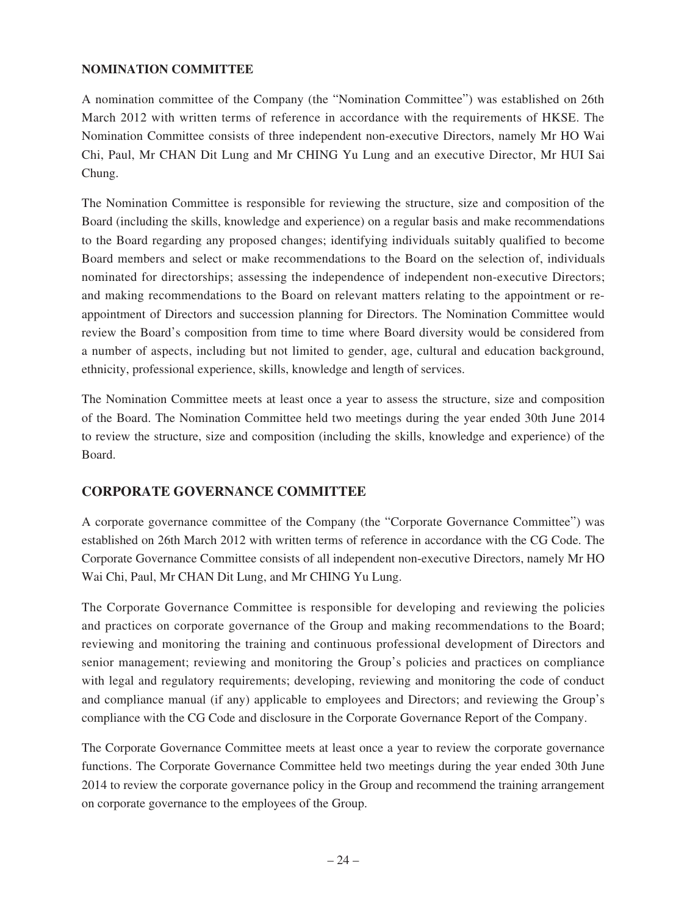## NOMINATION COMMITTEE

A nomination committee of the Company (the "Nomination Committee") was established on 26th March 2012 with written terms of reference in accordance with the requirements of HKSE. The Nomination Committee consists of three independent non-executive Directors, namely Mr HO Wai Chi, Paul, Mr CHAN Dit Lung and Mr CHING Yu Lung and an executive Director, Mr HUI Sai Chung.

The Nomination Committee is responsible for reviewing the structure, size and composition of the Board (including the skills, knowledge and experience) on a regular basis and make recommendations to the Board regarding any proposed changes; identifying individuals suitably qualified to become Board members and select or make recommendations to the Board on the selection of, individuals nominated for directorships; assessing the independence of independent non-executive Directors; and making recommendations to the Board on relevant matters relating to the appointment or re-appointment of Directors and succession planning for Directors. The Nomination Committee would review the Board's composition from time to time where Board diversity would be considered from a number of aspects, including but not limited to gender, age, cultural and education background, ethnicity, professional experience, skills, knowledge and length of services.

The Nomination Committee meets at least once a year to assess the structure, size and composition of the Board. The Nomination Committee held two meetings during the year ended 30th June 2014 to review the structure, size and composition (including the skills, knowledge and experience) of the Board.

## CORPORATE GOVERNANCE COMMITTEE

A corporate governance committee of the Company (the "Corporate Governance Committee") was established on 26th March 2012 with written terms of reference in accordance with the CG Code. The Corporate Governance Committee consists of all independent non-executive Directors, namely Mr HO Wai Chi, Paul, Mr CHAN Dit Lung, and Mr CHING Yu Lung.

The Corporate Governance Committee is responsible for developing and reviewing the policies and practices on corporate governance of the Group and making recommendations to the Board; reviewing and monitoring the training and continuous professional development of Directors and senior management; reviewing and monitoring the Group's policies and practices on compliance with legal and regulatory requirements; developing, reviewing and monitoring the code of conduct and compliance manual (if any) applicable to employees and Directors; and reviewing the Group's compliance with the CG Code and disclosure in the Corporate Governance Report of the Company.

The Corporate Governance Committee meets at least once a year to review the corporate governance functions. The Corporate Governance Committee held two meetings during the year ended 30th June 2014 to review the corporate governance policy in the Group and recommend the training arrangement on corporate governance to the employees of the Group.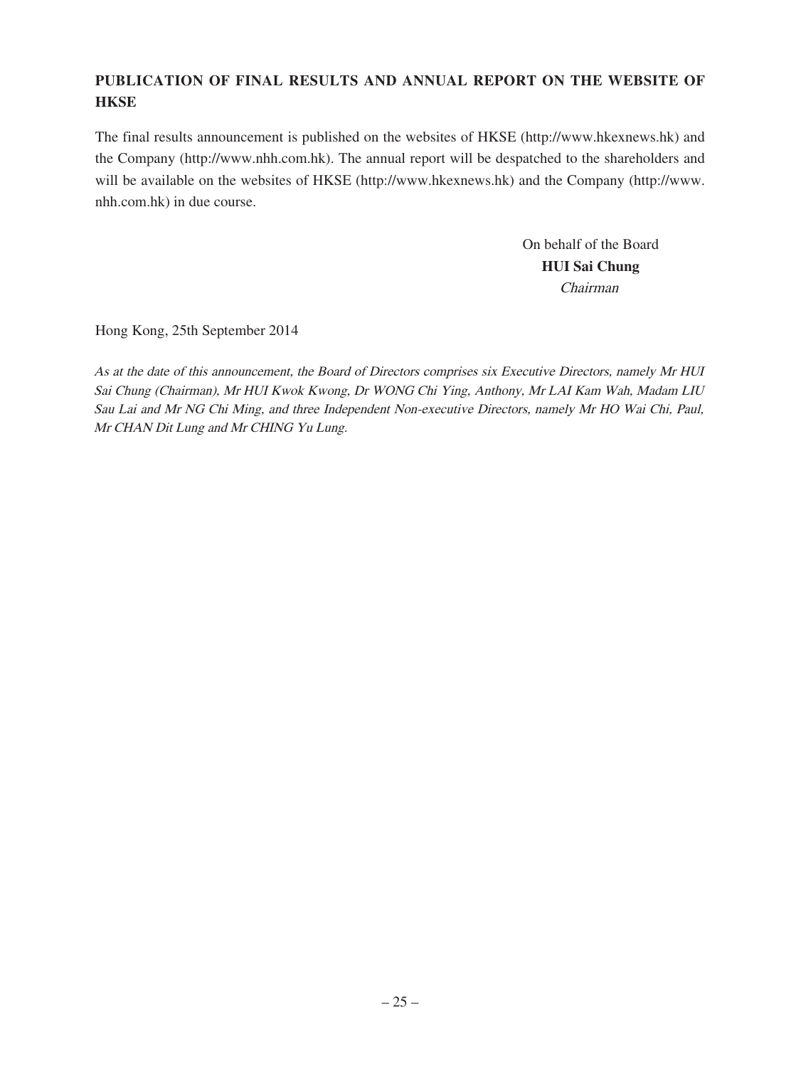## PUBLICATION OF FINAL RESULTS AND ANNUAL REPORT ON THE WEBSITE OF HKSE

The final results announcement is published on the websites of HKSE (http://www.hkexnews.hk) and the Company (http://www.nhh.com.hk). The annual report will be despatched to the shareholders and will be available on the websites of HKSE (http://www.hkexnews.hk) and the Company (http://www.nhh.com.hk) in due course.

On behalf of the Board
**HUI Sai Chung**
*Chairman*

Hong Kong, 25th September 2014

*As at the date of this announcement, the Board of Directors comprises six Executive Directors, namely Mr HUI Sai Chung (Chairman), Mr HUI Kwok Kwong, Dr WONG Chi Ying, Anthony, Mr LAI Kam Wah, Madam LIU Sau Lai and Mr NG Chi Ming, and three Independent Non-executive Directors, namely Mr HO Wai Chi, Paul, Mr CHAN Dit Lung and Mr CHING Yu Lung.*